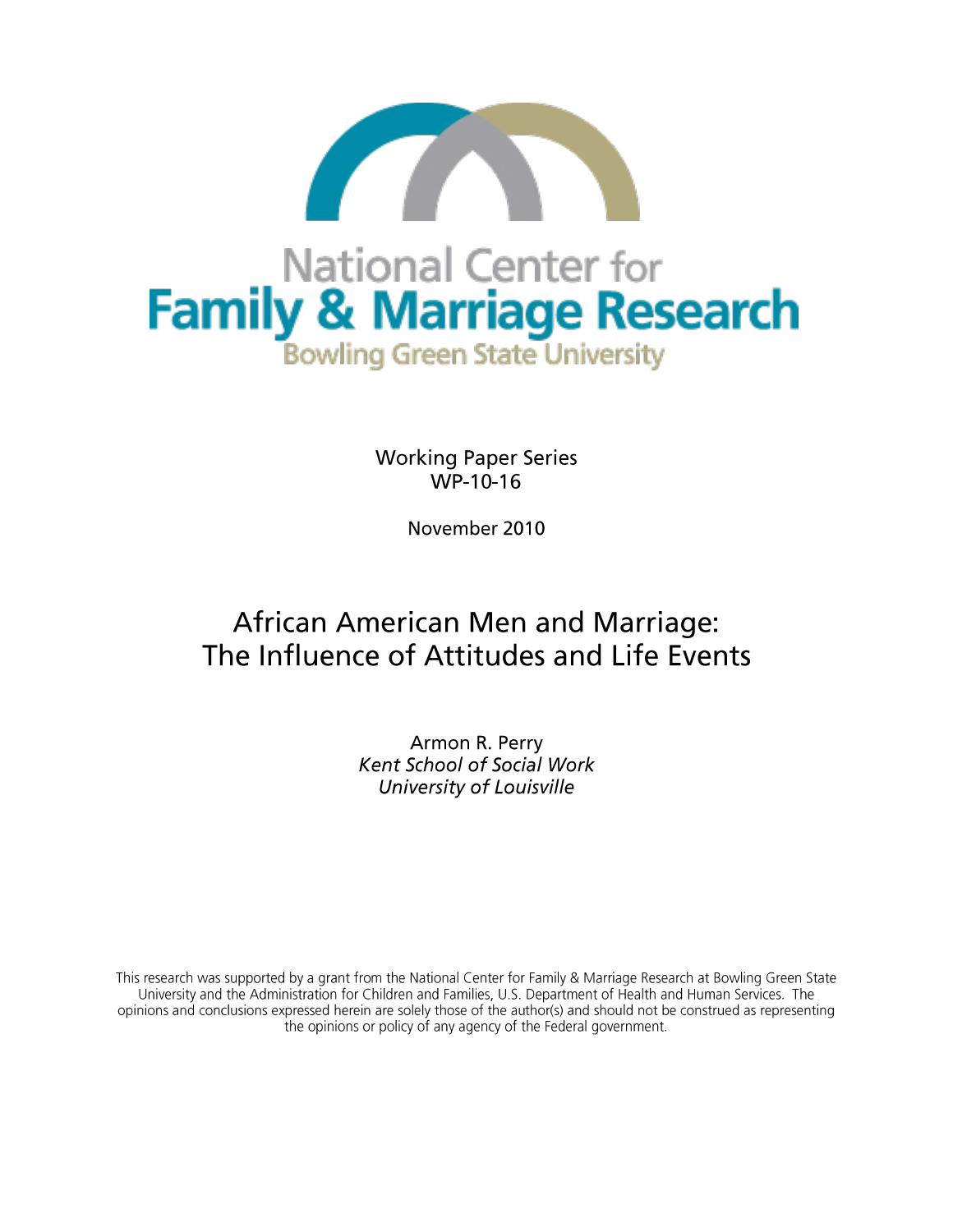National Center for
# Family & Marriage Research
Bowling Green State University

Working Paper Series
WP-10-16

November 2010

# African American Men and Marriage: The Influence of Attitudes and Life Events

Armon R. Perry
*Kent School of Social Work*
*University of Louisville*

This research was supported by a grant from the National Center for Family & Marriage Research at Bowling Green State University and the Administration for Children and Families, U.S. Department of Health and Human Services. The opinions and conclusions expressed herein are solely those of the author(s) and should not be construed as representing the opinions or policy of any agency of the Federal government.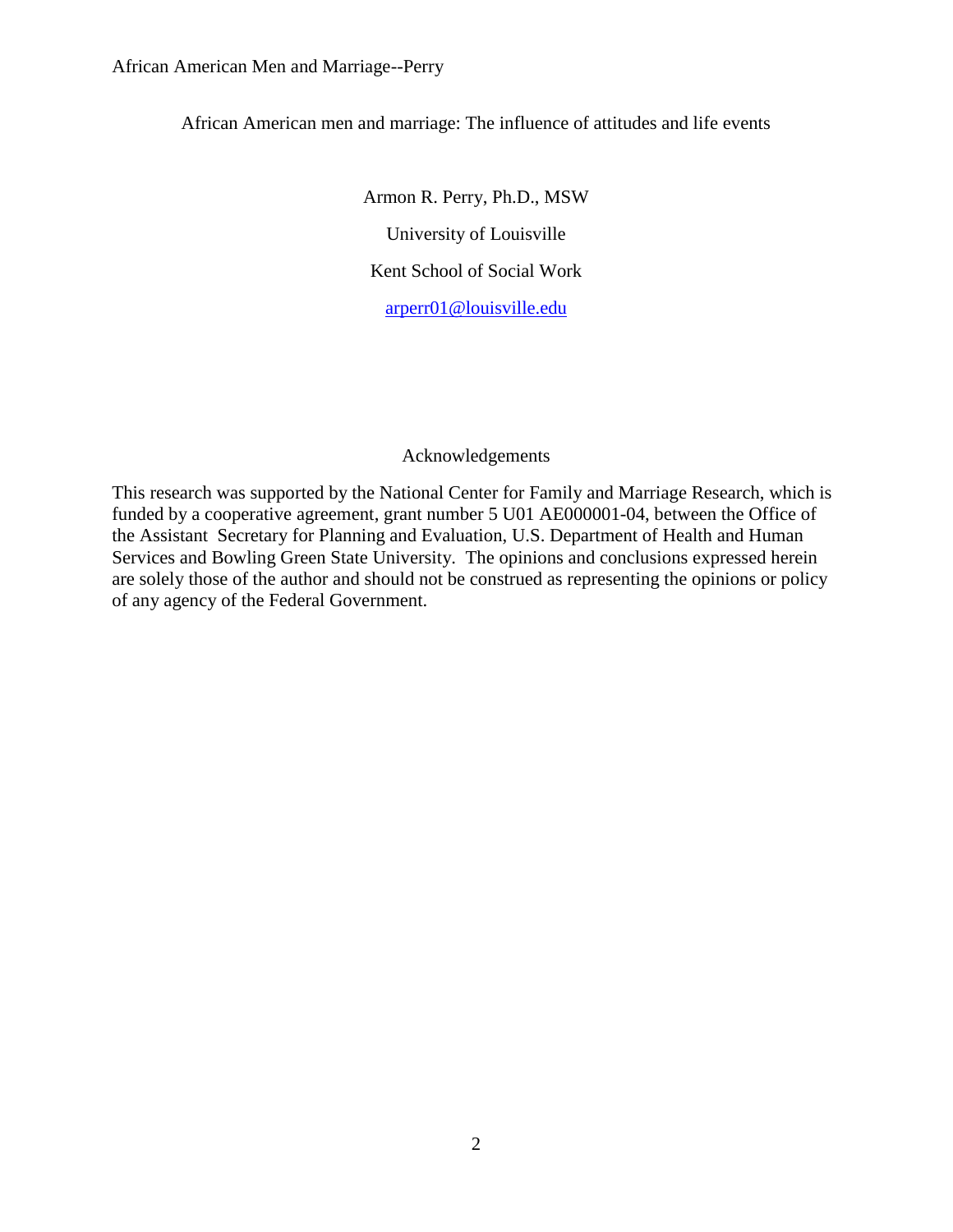African American men and marriage: The influence of attitudes and life events

Armon R. Perry, Ph.D., MSW

University of Louisville

Kent School of Social Work

arperr01@louisville.edu

## Acknowledgements

This research was supported by the National Center for Family and Marriage Research, which is funded by a cooperative agreement, grant number 5 U01 AE000001-04, between the Office of the Assistant Secretary for Planning and Evaluation, U.S. Department of Health and Human Services and Bowling Green State University. The opinions and conclusions expressed herein are solely those of the author and should not be construed as representing the opinions or policy of any agency of the Federal Government.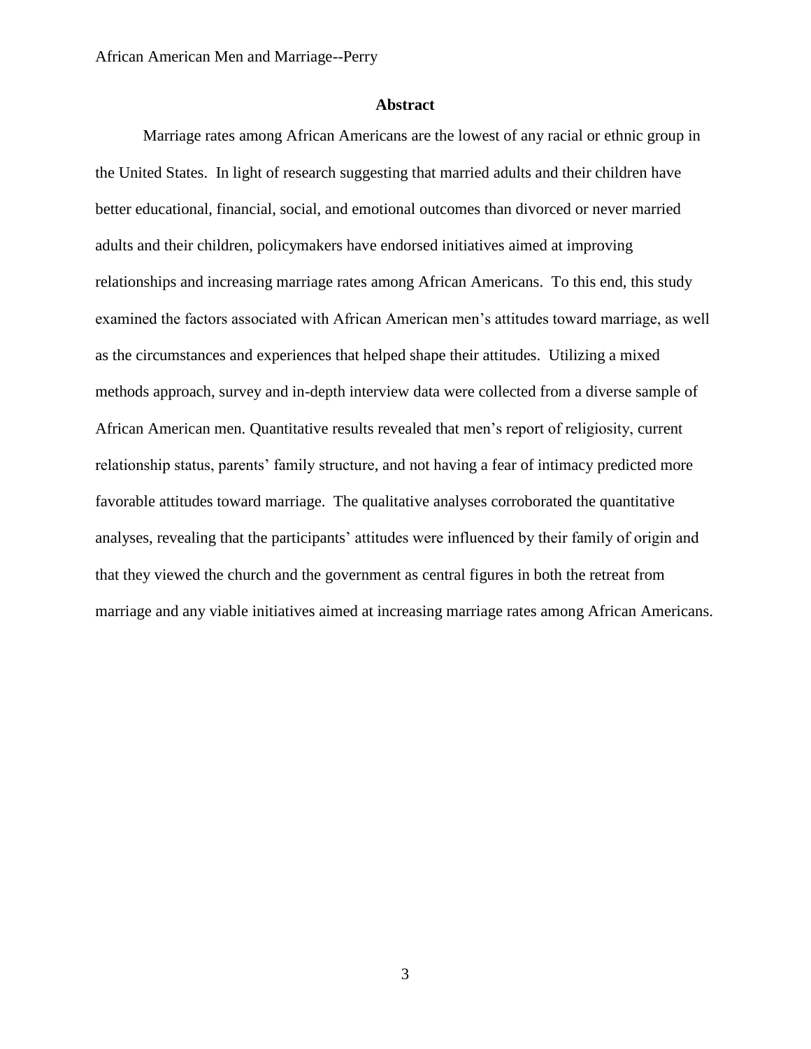## Abstract

Marriage rates among African Americans are the lowest of any racial or ethnic group in the United States. In light of research suggesting that married adults and their children have better educational, financial, social, and emotional outcomes than divorced or never married adults and their children, policymakers have endorsed initiatives aimed at improving relationships and increasing marriage rates among African Americans. To this end, this study examined the factors associated with African American men's attitudes toward marriage, as well as the circumstances and experiences that helped shape their attitudes. Utilizing a mixed methods approach, survey and in-depth interview data were collected from a diverse sample of African American men. Quantitative results revealed that men's report of religiosity, current relationship status, parents' family structure, and not having a fear of intimacy predicted more favorable attitudes toward marriage. The qualitative analyses corroborated the quantitative analyses, revealing that the participants' attitudes were influenced by their family of origin and that they viewed the church and the government as central figures in both the retreat from marriage and any viable initiatives aimed at increasing marriage rates among African Americans.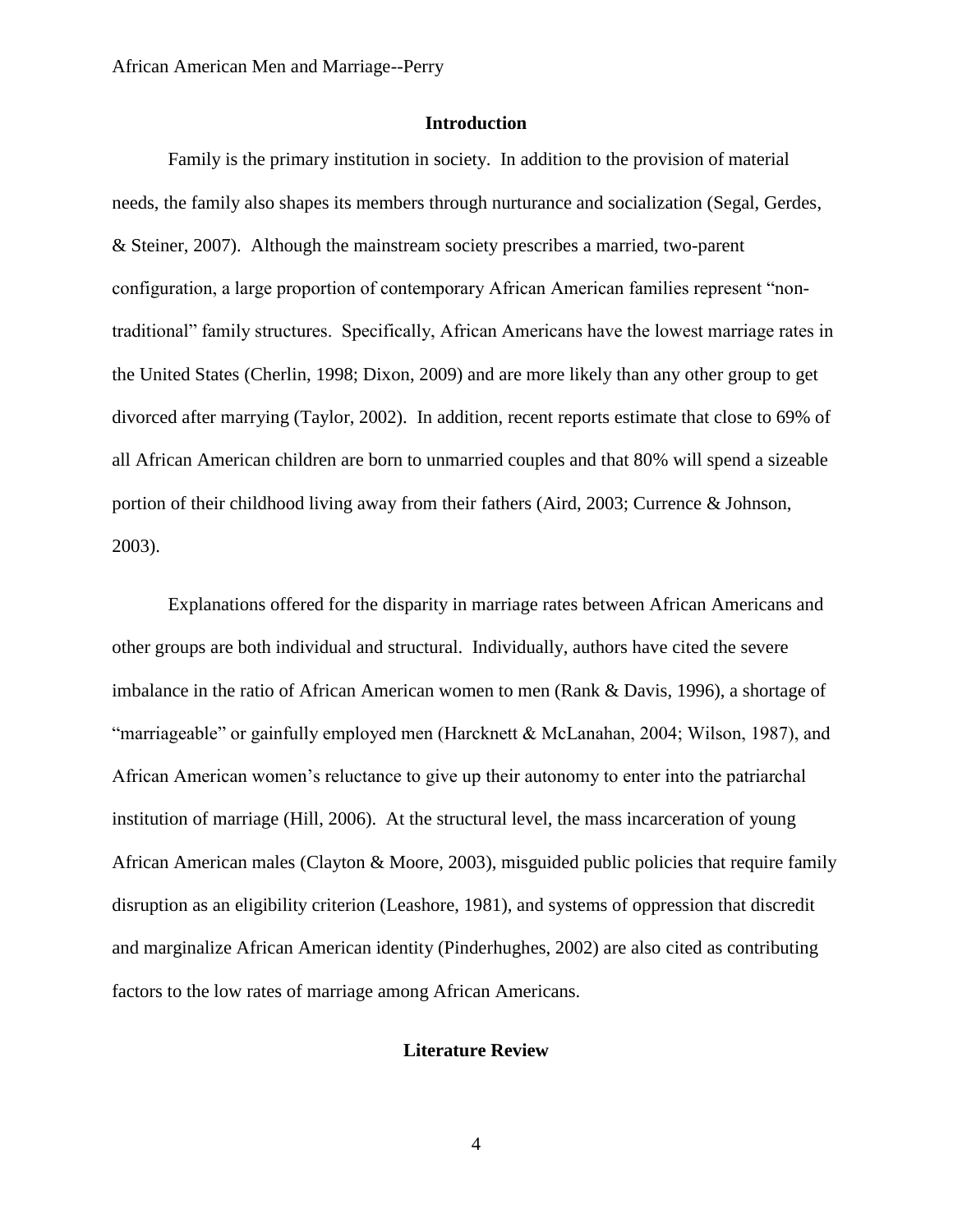## Introduction

Family is the primary institution in society. In addition to the provision of material needs, the family also shapes its members through nurturance and socialization (Segal, Gerdes, & Steiner, 2007). Although the mainstream society prescribes a married, two-parent configuration, a large proportion of contemporary African American families represent "non-traditional" family structures. Specifically, African Americans have the lowest marriage rates in the United States (Cherlin, 1998; Dixon, 2009) and are more likely than any other group to get divorced after marrying (Taylor, 2002). In addition, recent reports estimate that close to 69% of all African American children are born to unmarried couples and that 80% will spend a sizeable portion of their childhood living away from their fathers (Aird, 2003; Currence & Johnson, 2003).

Explanations offered for the disparity in marriage rates between African Americans and other groups are both individual and structural. Individually, authors have cited the severe imbalance in the ratio of African American women to men (Rank & Davis, 1996), a shortage of "marriageable" or gainfully employed men (Harcknett & McLanahan, 2004; Wilson, 1987), and African American women's reluctance to give up their autonomy to enter into the patriarchal institution of marriage (Hill, 2006). At the structural level, the mass incarceration of young African American males (Clayton & Moore, 2003), misguided public policies that require family disruption as an eligibility criterion (Leashore, 1981), and systems of oppression that discredit and marginalize African American identity (Pinderhughes, 2002) are also cited as contributing factors to the low rates of marriage among African Americans.

## Literature Review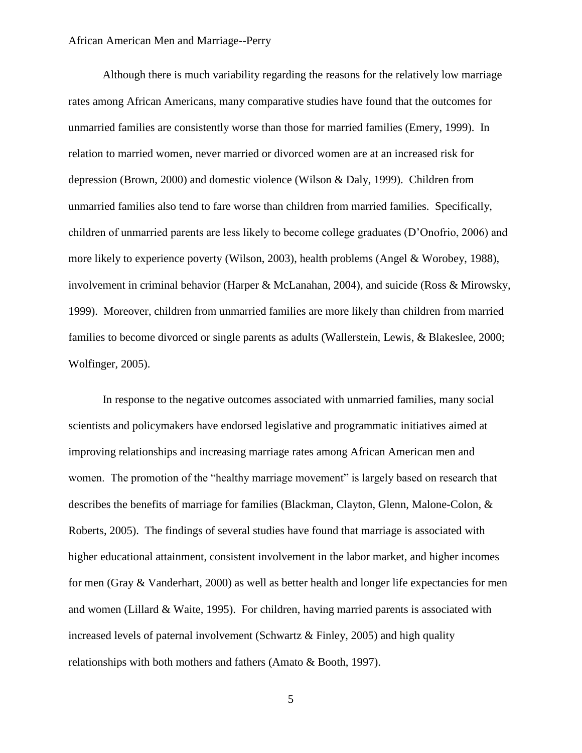Although there is much variability regarding the reasons for the relatively low marriage rates among African Americans, many comparative studies have found that the outcomes for unmarried families are consistently worse than those for married families (Emery, 1999). In relation to married women, never married or divorced women are at an increased risk for depression (Brown, 2000) and domestic violence (Wilson & Daly, 1999). Children from unmarried families also tend to fare worse than children from married families. Specifically, children of unmarried parents are less likely to become college graduates (D'Onofrio, 2006) and more likely to experience poverty (Wilson, 2003), health problems (Angel & Worobey, 1988), involvement in criminal behavior (Harper & McLanahan, 2004), and suicide (Ross & Mirowsky, 1999). Moreover, children from unmarried families are more likely than children from married families to become divorced or single parents as adults (Wallerstein, Lewis, & Blakeslee, 2000; Wolfinger, 2005).

In response to the negative outcomes associated with unmarried families, many social scientists and policymakers have endorsed legislative and programmatic initiatives aimed at improving relationships and increasing marriage rates among African American men and women. The promotion of the "healthy marriage movement" is largely based on research that describes the benefits of marriage for families (Blackman, Clayton, Glenn, Malone-Colon, & Roberts, 2005). The findings of several studies have found that marriage is associated with higher educational attainment, consistent involvement in the labor market, and higher incomes for men (Gray & Vanderhart, 2000) as well as better health and longer life expectancies for men and women (Lillard & Waite, 1995). For children, having married parents is associated with increased levels of paternal involvement (Schwartz & Finley, 2005) and high quality relationships with both mothers and fathers (Amato & Booth, 1997).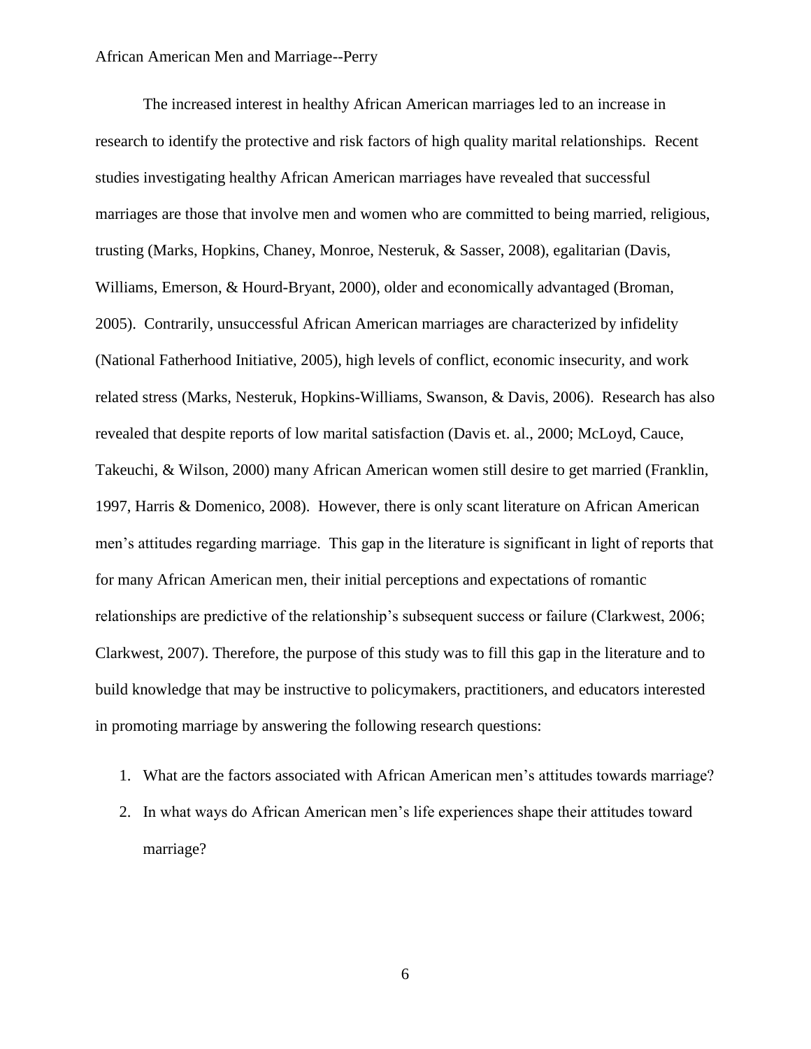The increased interest in healthy African American marriages led to an increase in research to identify the protective and risk factors of high quality marital relationships. Recent studies investigating healthy African American marriages have revealed that successful marriages are those that involve men and women who are committed to being married, religious, trusting (Marks, Hopkins, Chaney, Monroe, Nesteruk, & Sasser, 2008), egalitarian (Davis, Williams, Emerson, & Hourd-Bryant, 2000), older and economically advantaged (Broman, 2005). Contrarily, unsuccessful African American marriages are characterized by infidelity (National Fatherhood Initiative, 2005), high levels of conflict, economic insecurity, and work related stress (Marks, Nesteruk, Hopkins-Williams, Swanson, & Davis, 2006). Research has also revealed that despite reports of low marital satisfaction (Davis et. al., 2000; McLoyd, Cauce, Takeuchi, & Wilson, 2000) many African American women still desire to get married (Franklin, 1997, Harris & Domenico, 2008). However, there is only scant literature on African American men's attitudes regarding marriage. This gap in the literature is significant in light of reports that for many African American men, their initial perceptions and expectations of romantic relationships are predictive of the relationship's subsequent success or failure (Clarkwest, 2006; Clarkwest, 2007). Therefore, the purpose of this study was to fill this gap in the literature and to build knowledge that may be instructive to policymakers, practitioners, and educators interested in promoting marriage by answering the following research questions:

1. What are the factors associated with African American men's attitudes towards marriage?
2. In what ways do African American men's life experiences shape their attitudes toward marriage?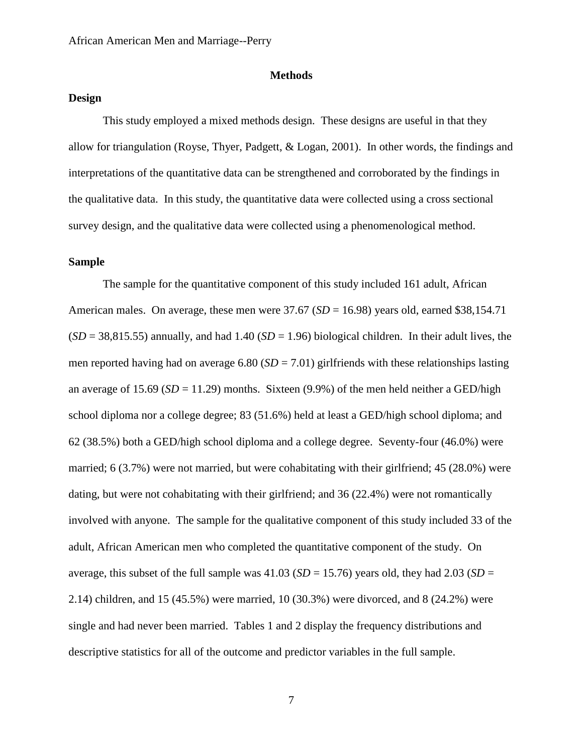## Methods

### Design

This study employed a mixed methods design. These designs are useful in that they allow for triangulation (Royse, Thyer, Padgett, & Logan, 2001). In other words, the findings and interpretations of the quantitative data can be strengthened and corroborated by the findings in the qualitative data. In this study, the quantitative data were collected using a cross sectional survey design, and the qualitative data were collected using a phenomenological method.

### Sample

The sample for the quantitative component of this study included 161 adult, African American males. On average, these men were 37.67 (*SD* = 16.98) years old, earned $38,154.71 (*SD* = 38,815.55) annually, and had 1.40 (*SD* = 1.96) biological children. In their adult lives, the men reported having had on average 6.80 (*SD* = 7.01) girlfriends with these relationships lasting an average of 15.69 (*SD* = 11.29) months. Sixteen (9.9%) of the men held neither a GED/high school diploma nor a college degree; 83 (51.6%) held at least a GED/high school diploma; and 62 (38.5%) both a GED/high school diploma and a college degree. Seventy-four (46.0%) were married; 6 (3.7%) were not married, but were cohabitating with their girlfriend; 45 (28.0%) were dating, but were not cohabitating with their girlfriend; and 36 (22.4%) were not romantically involved with anyone. The sample for the qualitative component of this study included 33 of the adult, African American men who completed the quantitative component of the study. On average, this subset of the full sample was 41.03 (*SD* = 15.76) years old, they had 2.03 (*SD* = 2.14) children, and 15 (45.5%) were married, 10 (30.3%) were divorced, and 8 (24.2%) were single and had never been married. Tables 1 and 2 display the frequency distributions and descriptive statistics for all of the outcome and predictor variables in the full sample.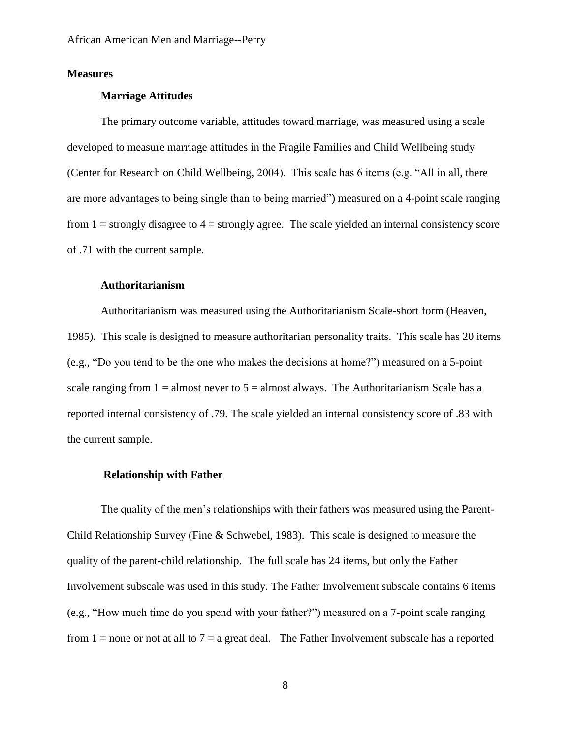## Measures

### Marriage Attitudes

The primary outcome variable, attitudes toward marriage, was measured using a scale developed to measure marriage attitudes in the Fragile Families and Child Wellbeing study (Center for Research on Child Wellbeing, 2004). This scale has 6 items (e.g. "All in all, there are more advantages to being single than to being married") measured on a 4-point scale ranging from 1 = strongly disagree to 4 = strongly agree. The scale yielded an internal consistency score of .71 with the current sample.

### Authoritarianism

Authoritarianism was measured using the Authoritarianism Scale-short form (Heaven, 1985). This scale is designed to measure authoritarian personality traits. This scale has 20 items (e.g., "Do you tend to be the one who makes the decisions at home?") measured on a 5-point scale ranging from 1 = almost never to 5 = almost always. The Authoritarianism Scale has a reported internal consistency of .79. The scale yielded an internal consistency score of .83 with the current sample.

### Relationship with Father

The quality of the men's relationships with their fathers was measured using the Parent-Child Relationship Survey (Fine & Schwebel, 1983). This scale is designed to measure the quality of the parent-child relationship. The full scale has 24 items, but only the Father Involvement subscale was used in this study. The Father Involvement subscale contains 6 items (e.g., "How much time do you spend with your father?") measured on a 7-point scale ranging from 1 = none or not at all to 7 = a great deal. The Father Involvement subscale has a reported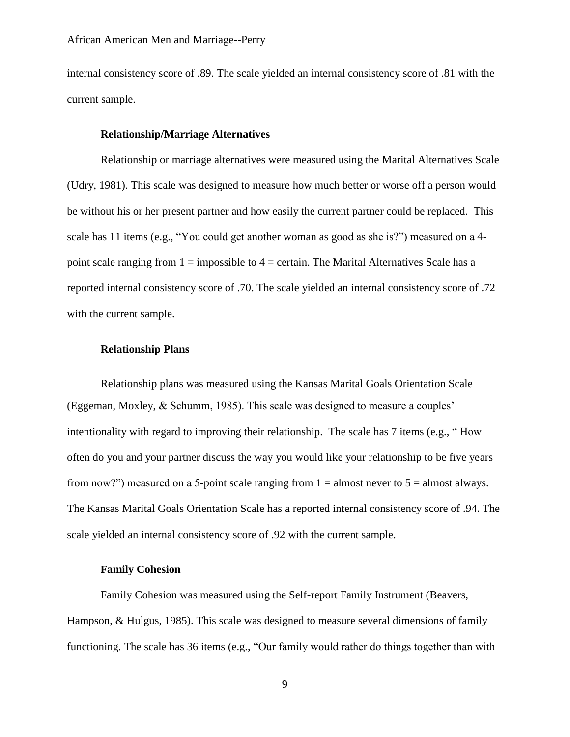internal consistency score of .89. The scale yielded an internal consistency score of .81 with the current sample.

### Relationship/Marriage Alternatives

Relationship or marriage alternatives were measured using the Marital Alternatives Scale (Udry, 1981). This scale was designed to measure how much better or worse off a person would be without his or her present partner and how easily the current partner could be replaced. This scale has 11 items (e.g., "You could get another woman as good as she is?") measured on a 4-point scale ranging from 1 = impossible to 4 = certain. The Marital Alternatives Scale has a reported internal consistency score of .70. The scale yielded an internal consistency score of .72 with the current sample.

### Relationship Plans

Relationship plans was measured using the Kansas Marital Goals Orientation Scale (Eggeman, Moxley, & Schumm, 1985). This scale was designed to measure a couples' intentionality with regard to improving their relationship. The scale has 7 items (e.g., " How often do you and your partner discuss the way you would like your relationship to be five years from now?") measured on a 5-point scale ranging from 1 = almost never to 5 = almost always. The Kansas Marital Goals Orientation Scale has a reported internal consistency score of .94. The scale yielded an internal consistency score of .92 with the current sample.

### Family Cohesion

Family Cohesion was measured using the Self-report Family Instrument (Beavers, Hampson, & Hulgus, 1985). This scale was designed to measure several dimensions of family functioning. The scale has 36 items (e.g., "Our family would rather do things together than with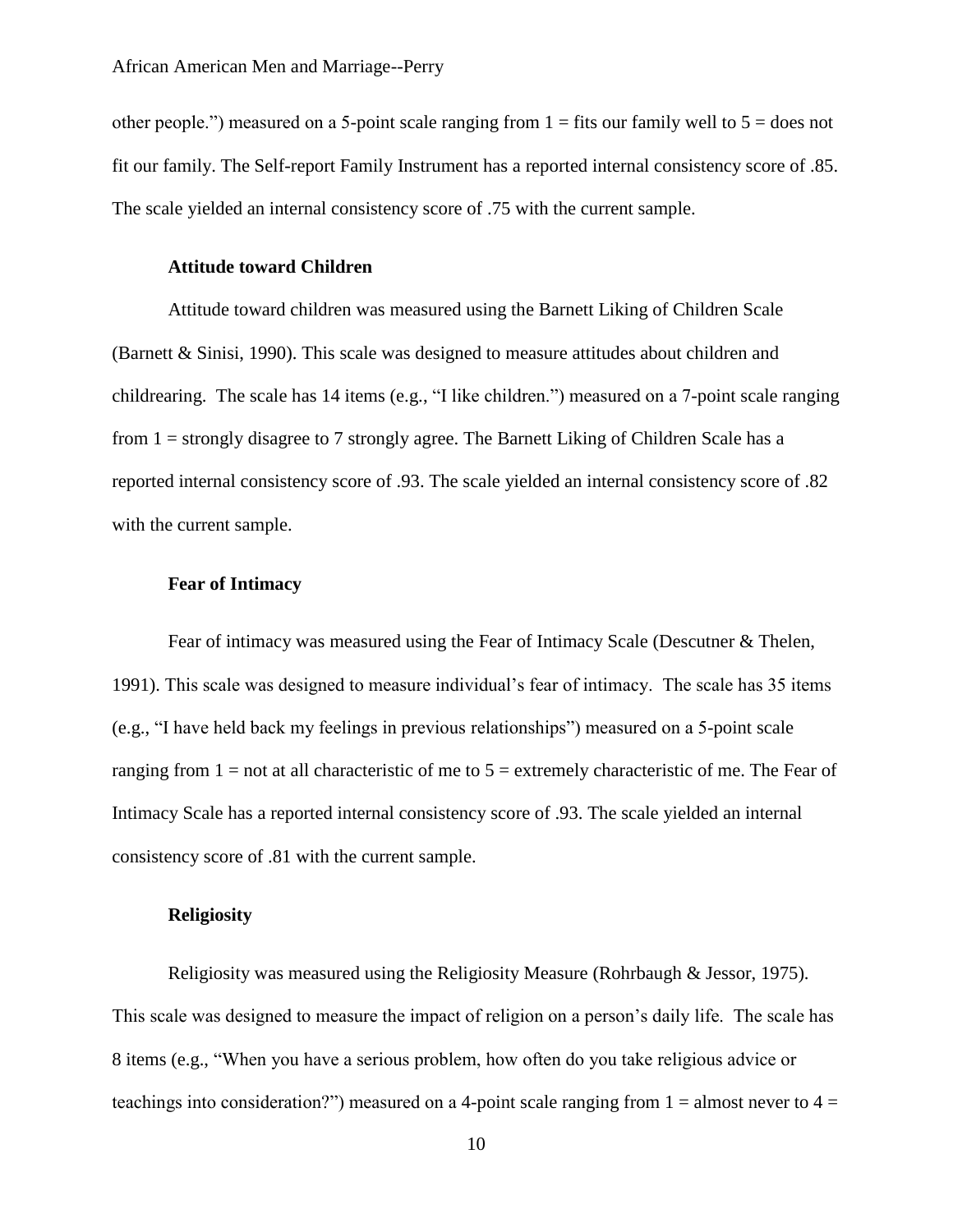other people.") measured on a 5-point scale ranging from 1 = fits our family well to 5 = does not fit our family. The Self-report Family Instrument has a reported internal consistency score of .85. The scale yielded an internal consistency score of .75 with the current sample.

### Attitude toward Children

Attitude toward children was measured using the Barnett Liking of Children Scale (Barnett & Sinisi, 1990). This scale was designed to measure attitudes about children and childrearing. The scale has 14 items (e.g., "I like children.") measured on a 7-point scale ranging from 1 = strongly disagree to 7 strongly agree. The Barnett Liking of Children Scale has a reported internal consistency score of .93. The scale yielded an internal consistency score of .82 with the current sample.

### Fear of Intimacy

Fear of intimacy was measured using the Fear of Intimacy Scale (Descutner & Thelen, 1991). This scale was designed to measure individual's fear of intimacy. The scale has 35 items (e.g., "I have held back my feelings in previous relationships") measured on a 5-point scale ranging from 1 = not at all characteristic of me to 5 = extremely characteristic of me. The Fear of Intimacy Scale has a reported internal consistency score of .93. The scale yielded an internal consistency score of .81 with the current sample.

### Religiosity

Religiosity was measured using the Religiosity Measure (Rohrbaugh & Jessor, 1975). This scale was designed to measure the impact of religion on a person's daily life. The scale has 8 items (e.g., "When you have a serious problem, how often do you take religious advice or teachings into consideration?") measured on a 4-point scale ranging from 1 = almost never to 4 =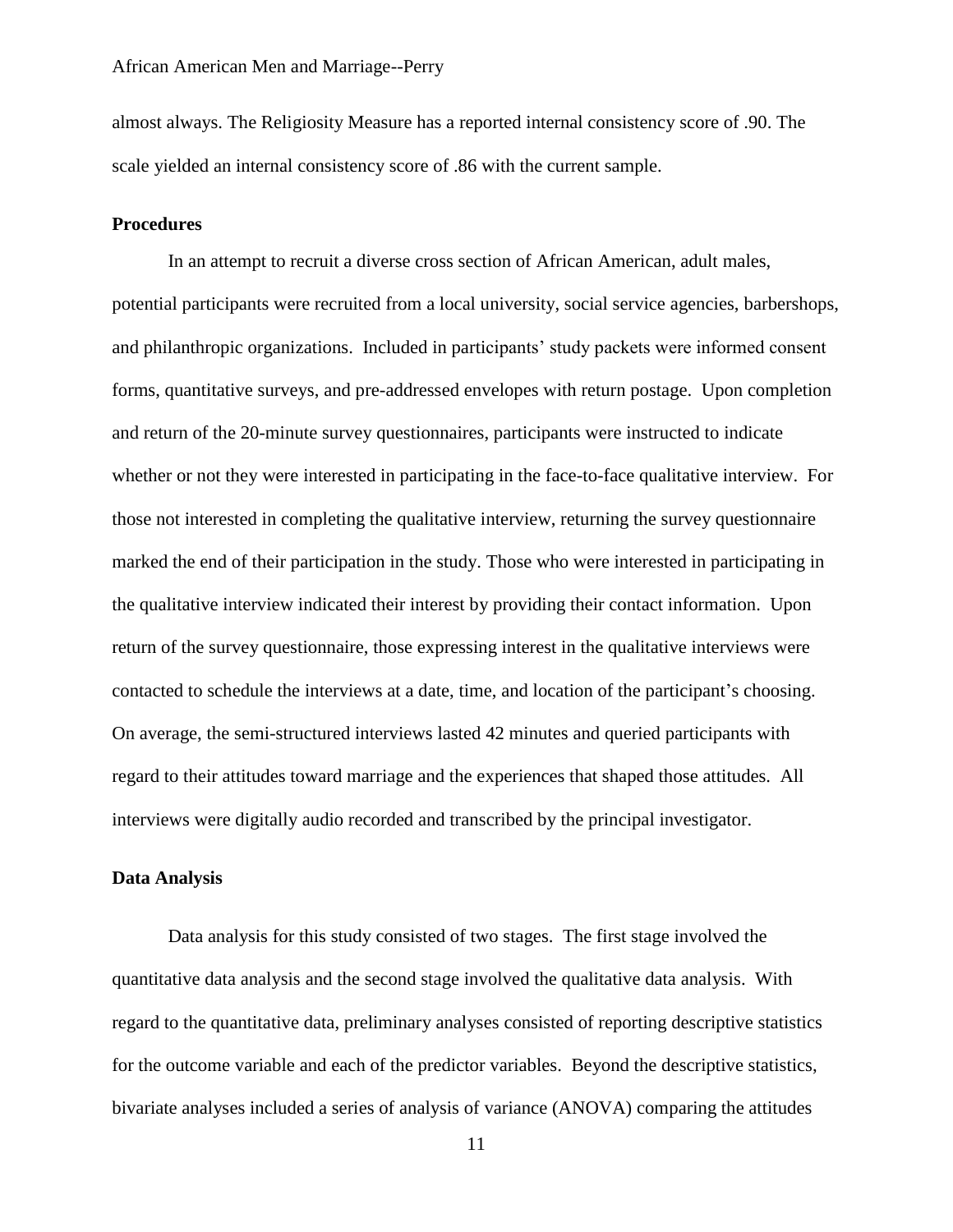almost always. The Religiosity Measure has a reported internal consistency score of .90. The scale yielded an internal consistency score of .86 with the current sample.

### Procedures

In an attempt to recruit a diverse cross section of African American, adult males, potential participants were recruited from a local university, social service agencies, barbershops, and philanthropic organizations. Included in participants' study packets were informed consent forms, quantitative surveys, and pre-addressed envelopes with return postage. Upon completion and return of the 20-minute survey questionnaires, participants were instructed to indicate whether or not they were interested in participating in the face-to-face qualitative interview. For those not interested in completing the qualitative interview, returning the survey questionnaire marked the end of their participation in the study. Those who were interested in participating in the qualitative interview indicated their interest by providing their contact information. Upon return of the survey questionnaire, those expressing interest in the qualitative interviews were contacted to schedule the interviews at a date, time, and location of the participant's choosing. On average, the semi-structured interviews lasted 42 minutes and queried participants with regard to their attitudes toward marriage and the experiences that shaped those attitudes. All interviews were digitally audio recorded and transcribed by the principal investigator.

### Data Analysis

Data analysis for this study consisted of two stages. The first stage involved the quantitative data analysis and the second stage involved the qualitative data analysis. With regard to the quantitative data, preliminary analyses consisted of reporting descriptive statistics for the outcome variable and each of the predictor variables. Beyond the descriptive statistics, bivariate analyses included a series of analysis of variance (ANOVA) comparing the attitudes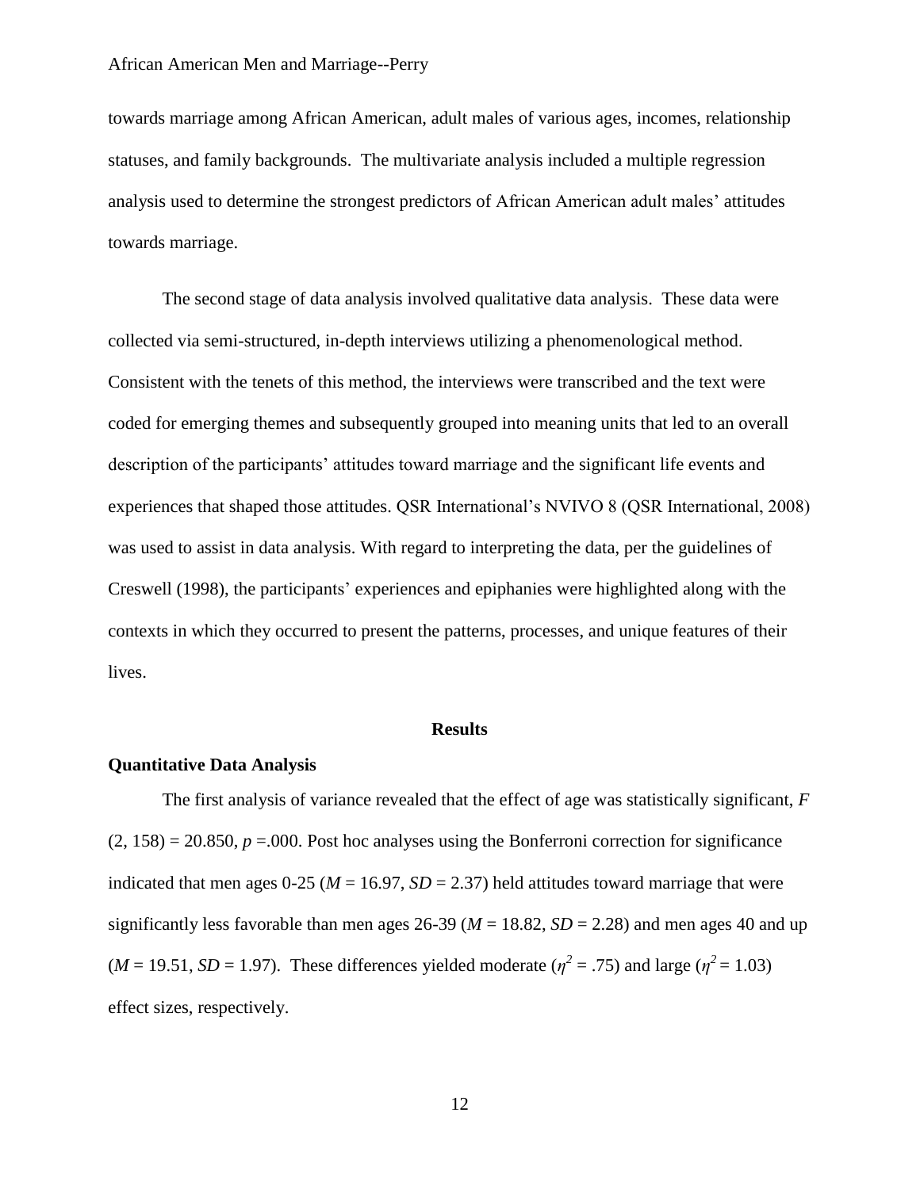towards marriage among African American, adult males of various ages, incomes, relationship statuses, and family backgrounds. The multivariate analysis included a multiple regression analysis used to determine the strongest predictors of African American adult males' attitudes towards marriage.

The second stage of data analysis involved qualitative data analysis. These data were collected via semi-structured, in-depth interviews utilizing a phenomenological method. Consistent with the tenets of this method, the interviews were transcribed and the text were coded for emerging themes and subsequently grouped into meaning units that led to an overall description of the participants' attitudes toward marriage and the significant life events and experiences that shaped those attitudes. QSR International's NVIVO 8 (QSR International, 2008) was used to assist in data analysis. With regard to interpreting the data, per the guidelines of Creswell (1998), the participants' experiences and epiphanies were highlighted along with the contexts in which they occurred to present the patterns, processes, and unique features of their lives.

## Results

### Quantitative Data Analysis

The first analysis of variance revealed that the effect of age was statistically significant, $F(2, 158) = 20.850$, $p = .000$. Post hoc analyses using the Bonferroni correction for significance indicated that men ages 0-25 ($M = 16.97$, $SD = 2.37$) held attitudes toward marriage that were significantly less favorable than men ages 26-39 ($M = 18.82$, $SD = 2.28$) and men ages 40 and up ($M = 19.51$, $SD = 1.97$). These differences yielded moderate ($\eta^2 = .75$) and large ($\eta^2 = 1.03$) effect sizes, respectively.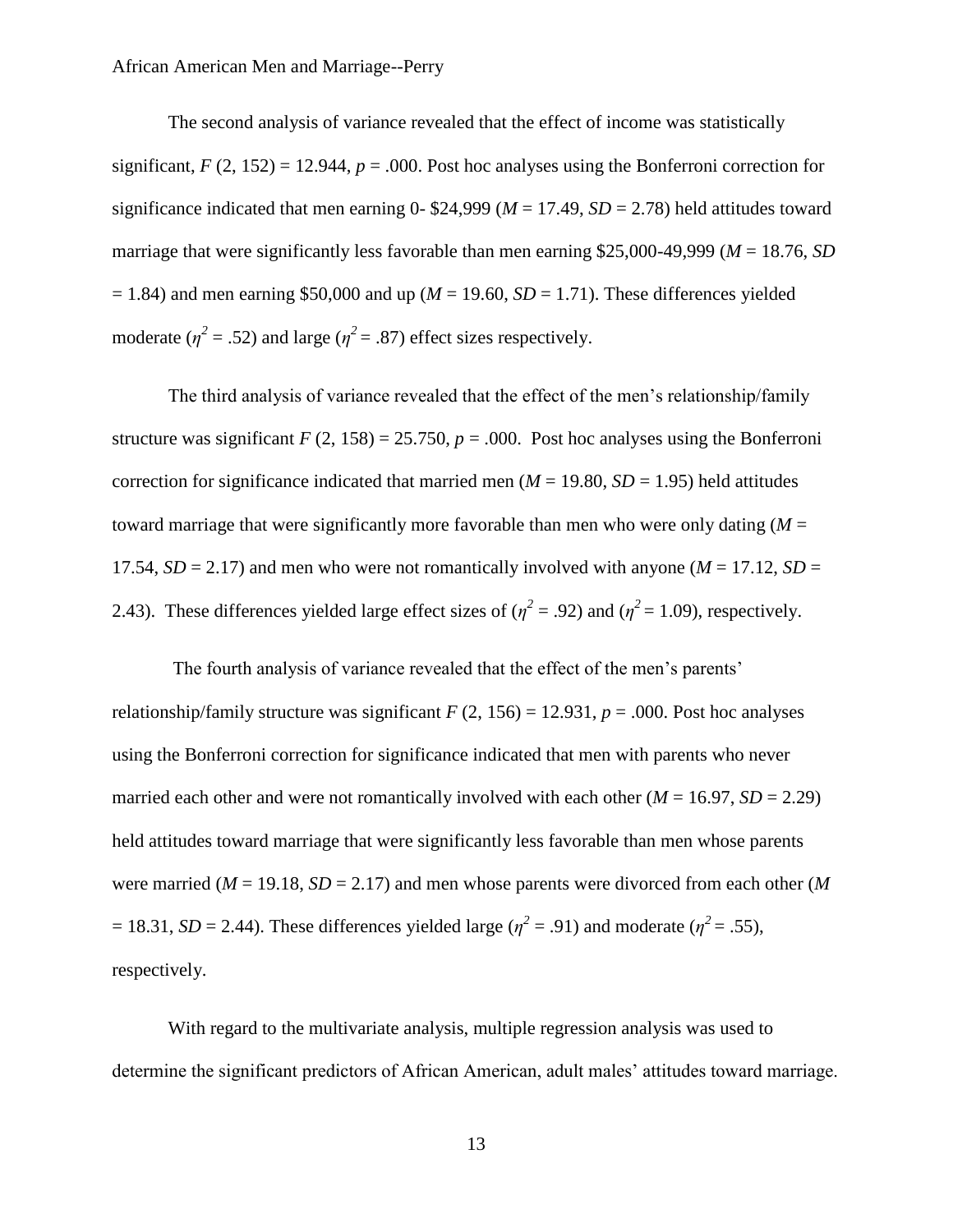The second analysis of variance revealed that the effect of income was statistically significant, $F$ (2, 152) = 12.944, $p$ = .000. Post hoc analyses using the Bonferroni correction for significance indicated that men earning 0- $24,999 ($M$ = 17.49, $SD$ = 2.78) held attitudes toward marriage that were significantly less favorable than men earning $25,000-49,999 ($M$ = 18.76, $SD$ = 1.84) and men earning $50,000 and up ($M$ = 19.60, $SD$ = 1.71). These differences yielded moderate ($\eta^2$ = .52) and large ($\eta^2$ = .87) effect sizes respectively.

The third analysis of variance revealed that the effect of the men's relationship/family structure was significant $F$ (2, 158) = 25.750, $p$ = .000. Post hoc analyses using the Bonferroni correction for significance indicated that married men ($M$ = 19.80, $SD$ = 1.95) held attitudes toward marriage that were significantly more favorable than men who were only dating ($M$ = 17.54, $SD$ = 2.17) and men who were not romantically involved with anyone ($M$ = 17.12, $SD$ = 2.43). These differences yielded large effect sizes of ($\eta^2$ = .92) and ($\eta^2$ = 1.09), respectively.

The fourth analysis of variance revealed that the effect of the men's parents' relationship/family structure was significant $F$ (2, 156) = 12.931, $p$ = .000. Post hoc analyses using the Bonferroni correction for significance indicated that men with parents who never married each other and were not romantically involved with each other ($M$ = 16.97, $SD$ = 2.29) held attitudes toward marriage that were significantly less favorable than men whose parents were married ($M$ = 19.18, $SD$ = 2.17) and men whose parents were divorced from each other ($M$ = 18.31, $SD$ = 2.44). These differences yielded large ($\eta^2$ = .91) and moderate ($\eta^2$ = .55), respectively.

With regard to the multivariate analysis, multiple regression analysis was used to determine the significant predictors of African American, adult males' attitudes toward marriage.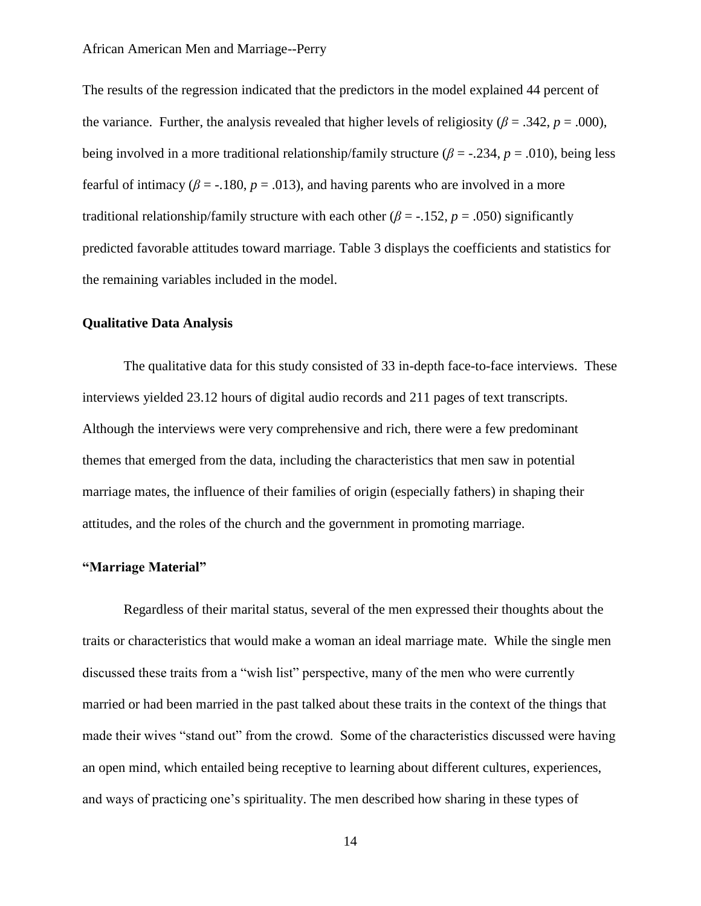The results of the regression indicated that the predictors in the model explained 44 percent of the variance. Further, the analysis revealed that higher levels of religiosity ($\beta = .342$, $p = .000$), being involved in a more traditional relationship/family structure ($\beta = -.234$, $p = .010$), being less fearful of intimacy ($\beta = -.180$, $p = .013$), and having parents who are involved in a more traditional relationship/family structure with each other ($\beta = -.152$, $p = .050$) significantly predicted favorable attitudes toward marriage. Table 3 displays the coefficients and statistics for the remaining variables included in the model.

### Qualitative Data Analysis

The qualitative data for this study consisted of 33 in-depth face-to-face interviews. These interviews yielded 23.12 hours of digital audio records and 211 pages of text transcripts. Although the interviews were very comprehensive and rich, there were a few predominant themes that emerged from the data, including the characteristics that men saw in potential marriage mates, the influence of their families of origin (especially fathers) in shaping their attitudes, and the roles of the church and the government in promoting marriage.

### "Marriage Material"

Regardless of their marital status, several of the men expressed their thoughts about the traits or characteristics that would make a woman an ideal marriage mate. While the single men discussed these traits from a "wish list" perspective, many of the men who were currently married or had been married in the past talked about these traits in the context of the things that made their wives "stand out" from the crowd. Some of the characteristics discussed were having an open mind, which entailed being receptive to learning about different cultures, experiences, and ways of practicing one's spirituality. The men described how sharing in these types of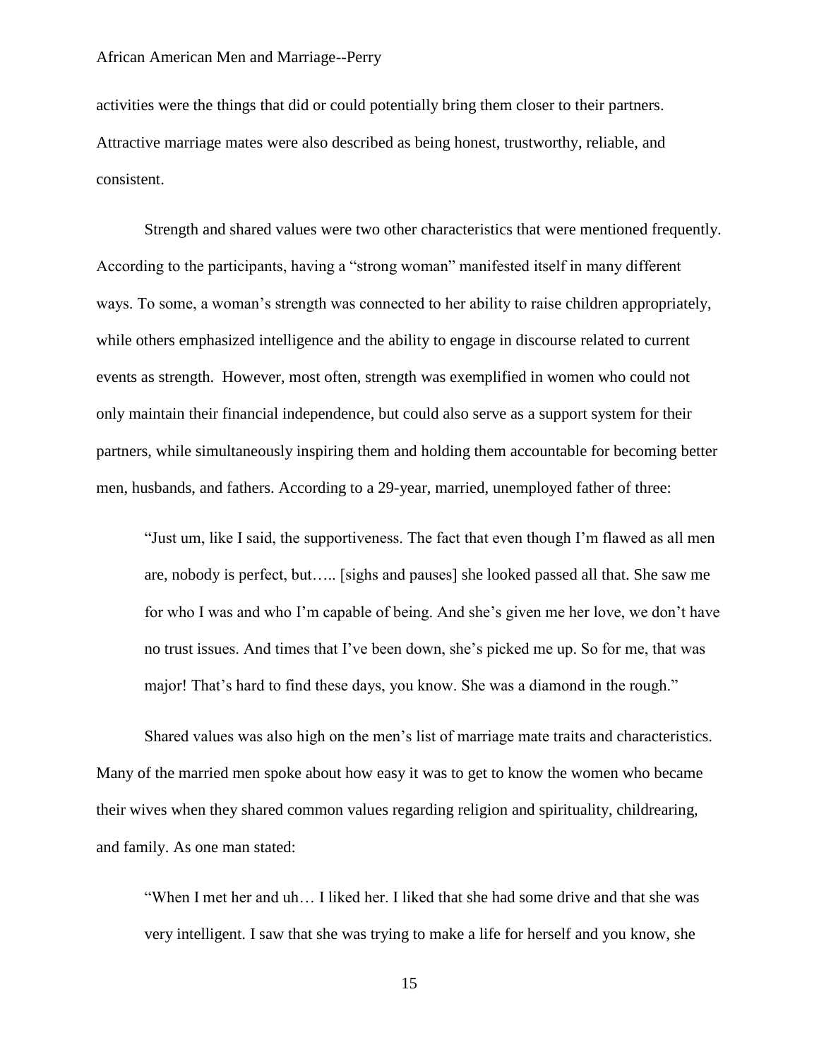activities were the things that did or could potentially bring them closer to their partners. Attractive marriage mates were also described as being honest, trustworthy, reliable, and consistent.

Strength and shared values were two other characteristics that were mentioned frequently. According to the participants, having a "strong woman" manifested itself in many different ways. To some, a woman's strength was connected to her ability to raise children appropriately, while others emphasized intelligence and the ability to engage in discourse related to current events as strength. However, most often, strength was exemplified in women who could not only maintain their financial independence, but could also serve as a support system for their partners, while simultaneously inspiring them and holding them accountable for becoming better men, husbands, and fathers. According to a 29-year, married, unemployed father of three:

> "Just um, like I said, the supportiveness. The fact that even though I'm flawed as all men are, nobody is perfect, but….. [sighs and pauses] she looked passed all that. She saw me for who I was and who I'm capable of being. And she's given me her love, we don't have no trust issues. And times that I've been down, she's picked me up. So for me, that was major! That's hard to find these days, you know. She was a diamond in the rough."

Shared values was also high on the men's list of marriage mate traits and characteristics. Many of the married men spoke about how easy it was to get to know the women who became their wives when they shared common values regarding religion and spirituality, childrearing, and family. As one man stated:

> "When I met her and uh… I liked her. I liked that she had some drive and that she was very intelligent. I saw that she was trying to make a life for herself and you know, she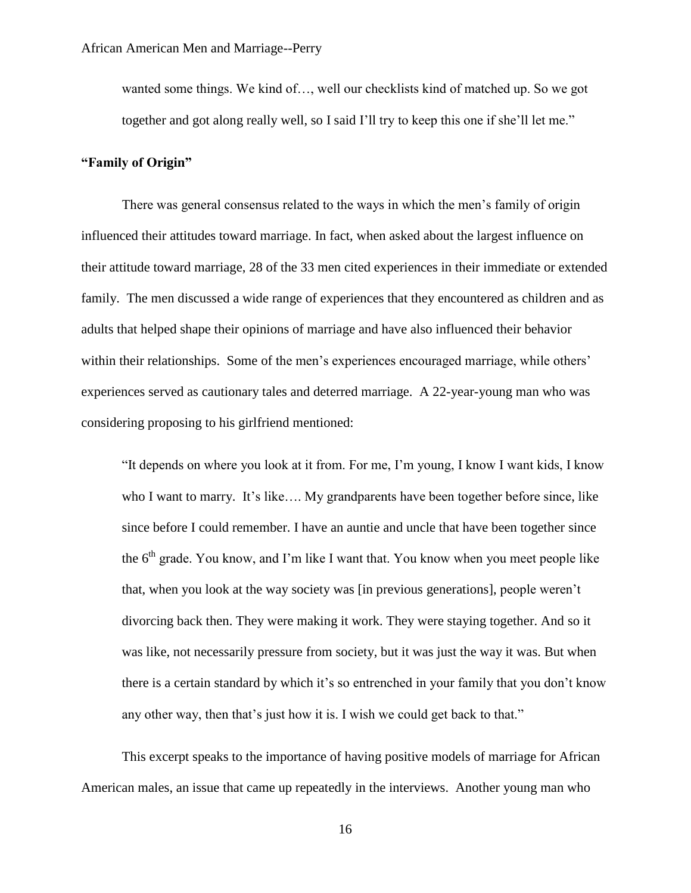wanted some things. We kind of…, well our checklists kind of matched up. So we got together and got along really well, so I said I'll try to keep this one if she'll let me."

**"Family of Origin"**

There was general consensus related to the ways in which the men's family of origin influenced their attitudes toward marriage. In fact, when asked about the largest influence on their attitude toward marriage, 28 of the 33 men cited experiences in their immediate or extended family. The men discussed a wide range of experiences that they encountered as children and as adults that helped shape their opinions of marriage and have also influenced their behavior within their relationships. Some of the men's experiences encouraged marriage, while others' experiences served as cautionary tales and deterred marriage. A 22-year-young man who was considering proposing to his girlfriend mentioned:

> "It depends on where you look at it from. For me, I'm young, I know I want kids, I know who I want to marry. It's like…. My grandparents have been together before since, like since before I could remember. I have an auntie and uncle that have been together since the 6th grade. You know, and I'm like I want that. You know when you meet people like that, when you look at the way society was [in previous generations], people weren't divorcing back then. They were making it work. They were staying together. And so it was like, not necessarily pressure from society, but it was just the way it was. But when there is a certain standard by which it's so entrenched in your family that you don't know any other way, then that's just how it is. I wish we could get back to that."

This excerpt speaks to the importance of having positive models of marriage for African American males, an issue that came up repeatedly in the interviews. Another young man who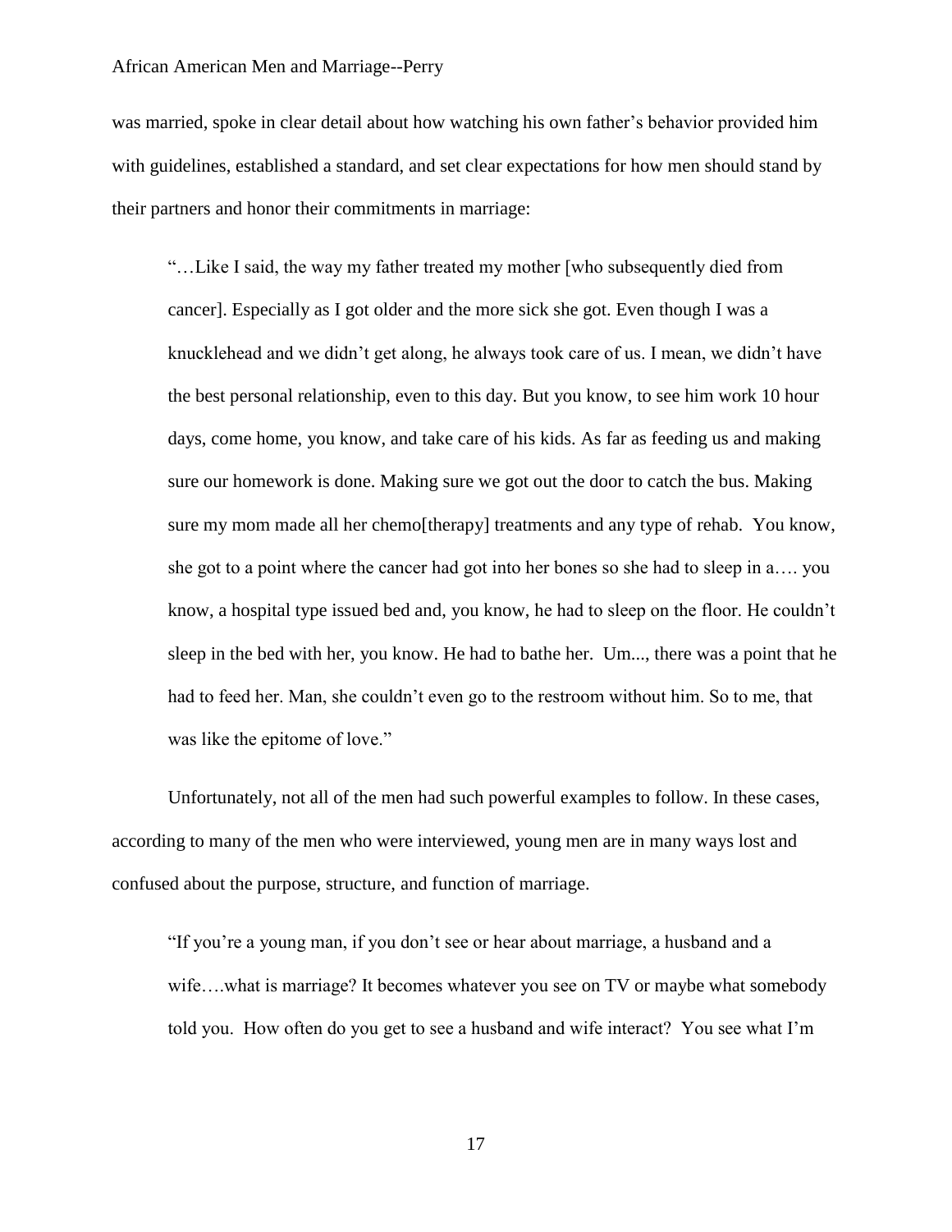was married, spoke in clear detail about how watching his own father's behavior provided him with guidelines, established a standard, and set clear expectations for how men should stand by their partners and honor their commitments in marriage:

> "…Like I said, the way my father treated my mother [who subsequently died from cancer]. Especially as I got older and the more sick she got. Even though I was a knucklehead and we didn't get along, he always took care of us. I mean, we didn't have the best personal relationship, even to this day. But you know, to see him work 10 hour days, come home, you know, and take care of his kids. As far as feeding us and making sure our homework is done. Making sure we got out the door to catch the bus. Making sure my mom made all her chemo[therapy] treatments and any type of rehab. You know, she got to a point where the cancer had got into her bones so she had to sleep in a…. you know, a hospital type issued bed and, you know, he had to sleep on the floor. He couldn't sleep in the bed with her, you know. He had to bathe her. Um..., there was a point that he had to feed her. Man, she couldn't even go to the restroom without him. So to me, that was like the epitome of love."

Unfortunately, not all of the men had such powerful examples to follow. In these cases, according to many of the men who were interviewed, young men are in many ways lost and confused about the purpose, structure, and function of marriage.

> "If you're a young man, if you don't see or hear about marriage, a husband and a wife….what is marriage? It becomes whatever you see on TV or maybe what somebody told you. How often do you get to see a husband and wife interact? You see what I'm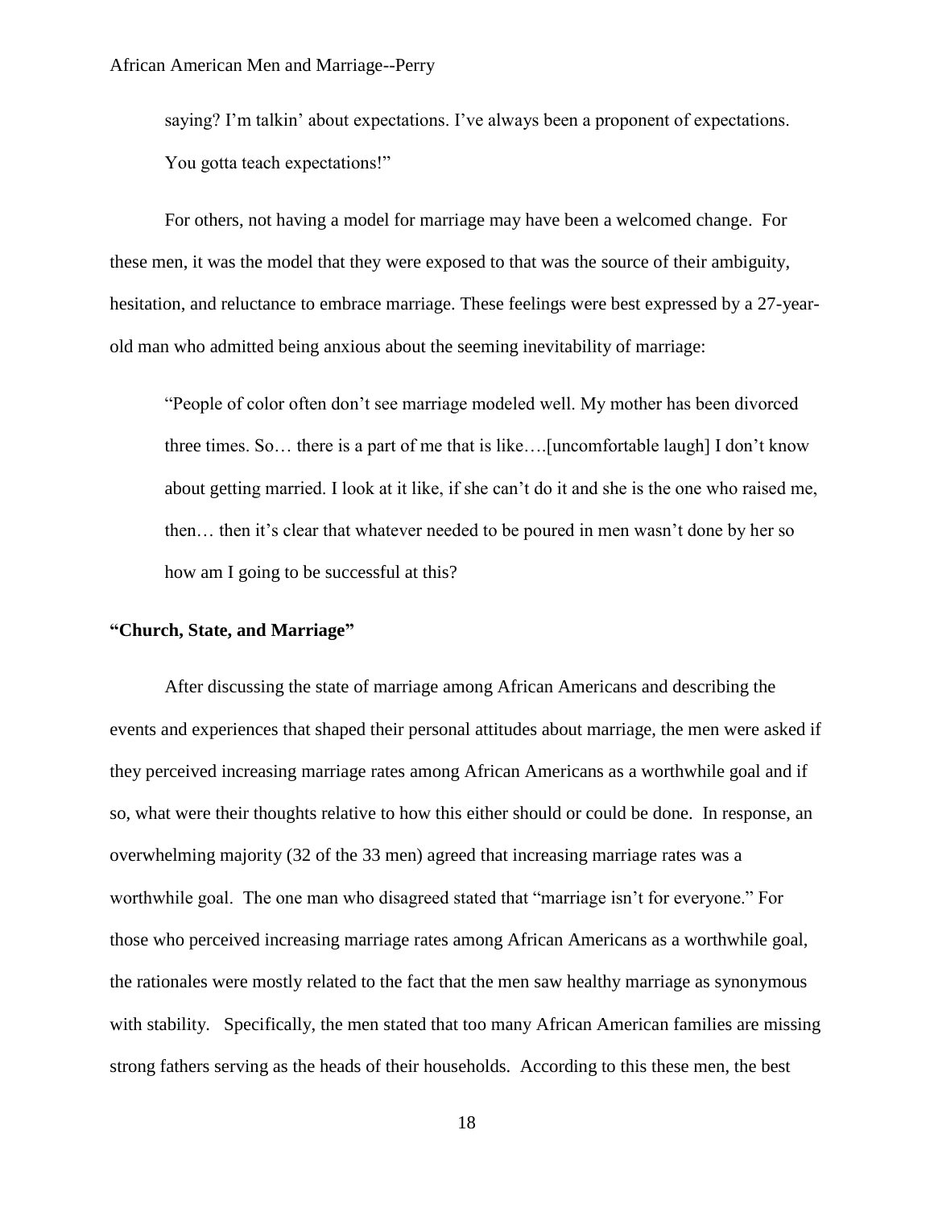saying? I'm talkin' about expectations. I've always been a proponent of expectations. You gotta teach expectations!"

For others, not having a model for marriage may have been a welcomed change. For these men, it was the model that they were exposed to that was the source of their ambiguity, hesitation, and reluctance to embrace marriage. These feelings were best expressed by a 27-year-old man who admitted being anxious about the seeming inevitability of marriage:

> "People of color often don't see marriage modeled well. My mother has been divorced three times. So… there is a part of me that is like….[uncomfortable laugh] I don't know about getting married. I look at it like, if she can't do it and she is the one who raised me, then… then it's clear that whatever needed to be poured in men wasn't done by her so how am I going to be successful at this?

**"Church, State, and Marriage"**

After discussing the state of marriage among African Americans and describing the events and experiences that shaped their personal attitudes about marriage, the men were asked if they perceived increasing marriage rates among African Americans as a worthwhile goal and if so, what were their thoughts relative to how this either should or could be done. In response, an overwhelming majority (32 of the 33 men) agreed that increasing marriage rates was a worthwhile goal. The one man who disagreed stated that "marriage isn't for everyone." For those who perceived increasing marriage rates among African Americans as a worthwhile goal, the rationales were mostly related to the fact that the men saw healthy marriage as synonymous with stability. Specifically, the men stated that too many African American families are missing strong fathers serving as the heads of their households. According to this these men, the best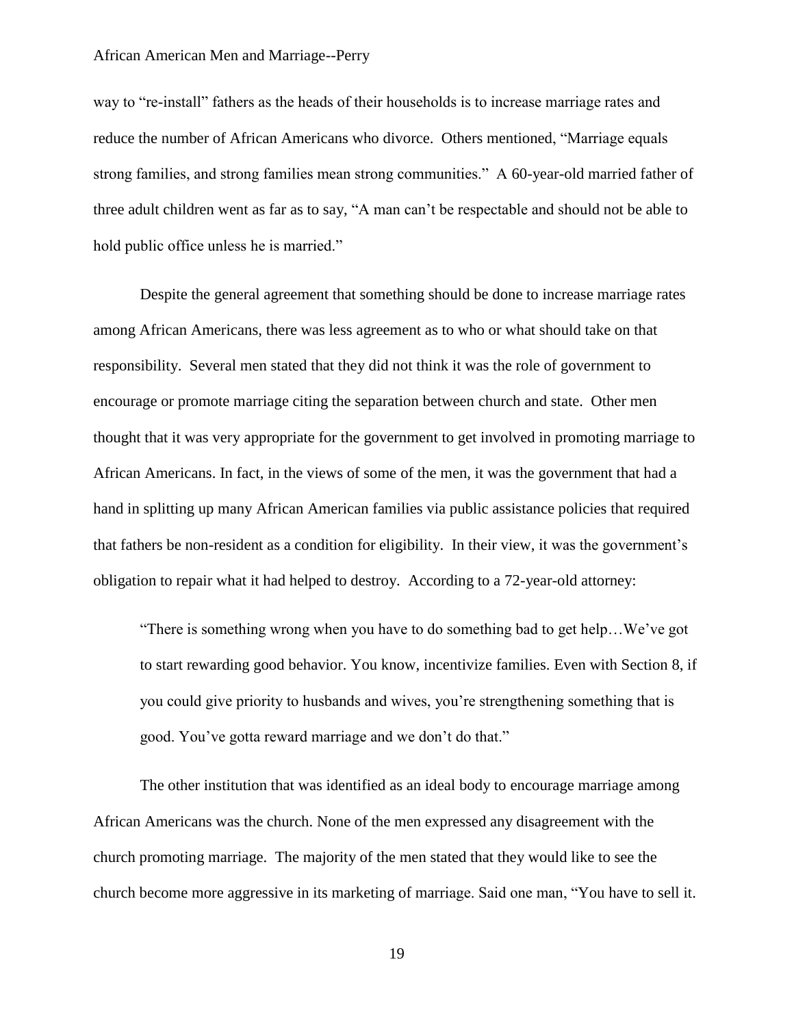way to "re-install" fathers as the heads of their households is to increase marriage rates and reduce the number of African Americans who divorce. Others mentioned, "Marriage equals strong families, and strong families mean strong communities." A 60-year-old married father of three adult children went as far as to say, "A man can't be respectable and should not be able to hold public office unless he is married."

Despite the general agreement that something should be done to increase marriage rates among African Americans, there was less agreement as to who or what should take on that responsibility. Several men stated that they did not think it was the role of government to encourage or promote marriage citing the separation between church and state. Other men thought that it was very appropriate for the government to get involved in promoting marriage to African Americans. In fact, in the views of some of the men, it was the government that had a hand in splitting up many African American families via public assistance policies that required that fathers be non-resident as a condition for eligibility. In their view, it was the government's obligation to repair what it had helped to destroy. According to a 72-year-old attorney:

> "There is something wrong when you have to do something bad to get help…We've got to start rewarding good behavior. You know, incentivize families. Even with Section 8, if you could give priority to husbands and wives, you're strengthening something that is good. You've gotta reward marriage and we don't do that."

The other institution that was identified as an ideal body to encourage marriage among African Americans was the church. None of the men expressed any disagreement with the church promoting marriage. The majority of the men stated that they would like to see the church become more aggressive in its marketing of marriage. Said one man, "You have to sell it.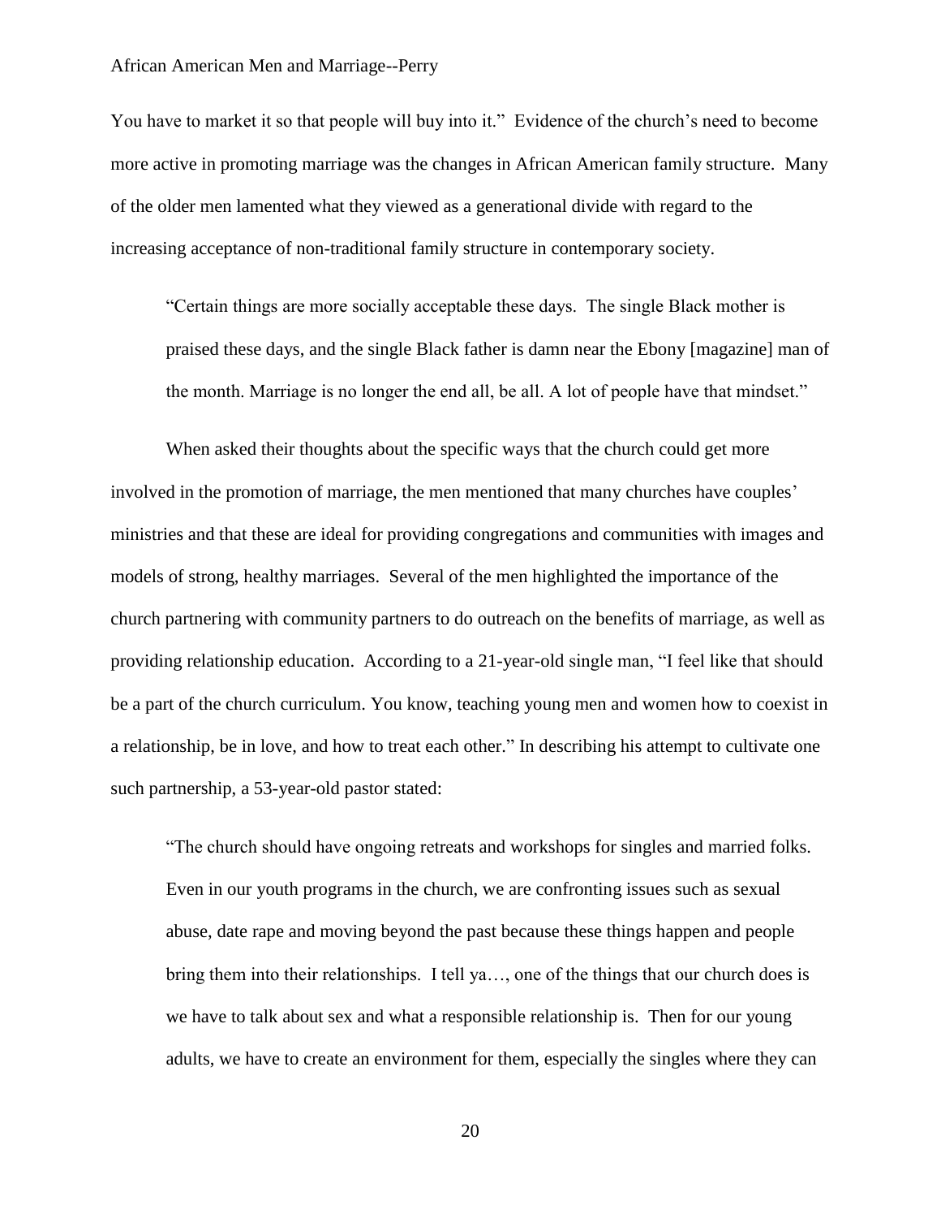You have to market it so that people will buy into it." Evidence of the church's need to become more active in promoting marriage was the changes in African American family structure. Many of the older men lamented what they viewed as a generational divide with regard to the increasing acceptance of non-traditional family structure in contemporary society.

> "Certain things are more socially acceptable these days. The single Black mother is praised these days, and the single Black father is damn near the Ebony [magazine] man of the month. Marriage is no longer the end all, be all. A lot of people have that mindset."

When asked their thoughts about the specific ways that the church could get more involved in the promotion of marriage, the men mentioned that many churches have couples' ministries and that these are ideal for providing congregations and communities with images and models of strong, healthy marriages. Several of the men highlighted the importance of the church partnering with community partners to do outreach on the benefits of marriage, as well as providing relationship education. According to a 21-year-old single man, "I feel like that should be a part of the church curriculum. You know, teaching young men and women how to coexist in a relationship, be in love, and how to treat each other." In describing his attempt to cultivate one such partnership, a 53-year-old pastor stated:

> "The church should have ongoing retreats and workshops for singles and married folks. Even in our youth programs in the church, we are confronting issues such as sexual abuse, date rape and moving beyond the past because these things happen and people bring them into their relationships. I tell ya…, one of the things that our church does is we have to talk about sex and what a responsible relationship is. Then for our young adults, we have to create an environment for them, especially the singles where they can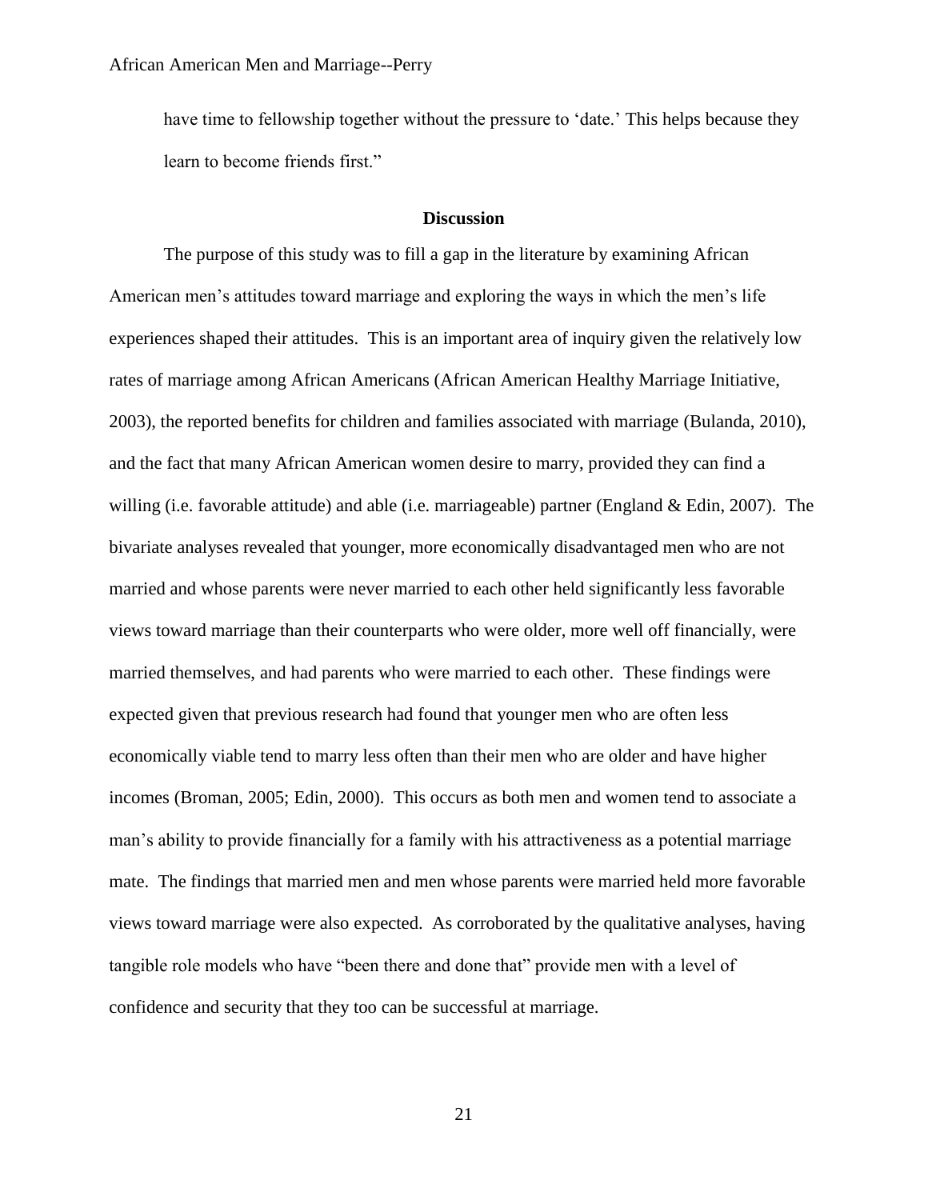have time to fellowship together without the pressure to 'date.' This helps because they learn to become friends first."

## Discussion

The purpose of this study was to fill a gap in the literature by examining African American men's attitudes toward marriage and exploring the ways in which the men's life experiences shaped their attitudes. This is an important area of inquiry given the relatively low rates of marriage among African Americans (African American Healthy Marriage Initiative, 2003), the reported benefits for children and families associated with marriage (Bulanda, 2010), and the fact that many African American women desire to marry, provided they can find a willing (i.e. favorable attitude) and able (i.e. marriageable) partner (England & Edin, 2007). The bivariate analyses revealed that younger, more economically disadvantaged men who are not married and whose parents were never married to each other held significantly less favorable views toward marriage than their counterparts who were older, more well off financially, were married themselves, and had parents who were married to each other. These findings were expected given that previous research had found that younger men who are often less economically viable tend to marry less often than their men who are older and have higher incomes (Broman, 2005; Edin, 2000). This occurs as both men and women tend to associate a man's ability to provide financially for a family with his attractiveness as a potential marriage mate. The findings that married men and men whose parents were married held more favorable views toward marriage were also expected. As corroborated by the qualitative analyses, having tangible role models who have "been there and done that" provide men with a level of confidence and security that they too can be successful at marriage.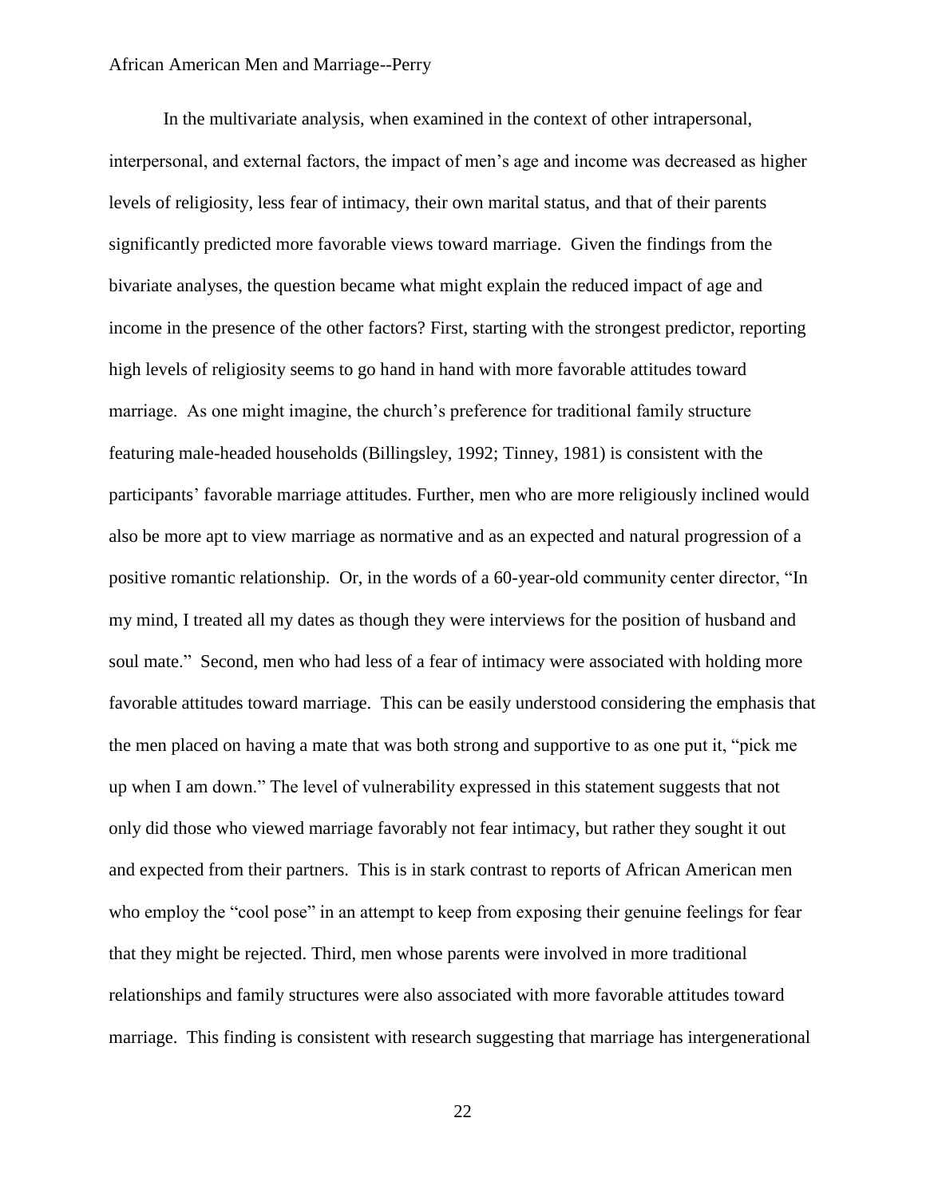In the multivariate analysis, when examined in the context of other intrapersonal, interpersonal, and external factors, the impact of men's age and income was decreased as higher levels of religiosity, less fear of intimacy, their own marital status, and that of their parents significantly predicted more favorable views toward marriage. Given the findings from the bivariate analyses, the question became what might explain the reduced impact of age and income in the presence of the other factors? First, starting with the strongest predictor, reporting high levels of religiosity seems to go hand in hand with more favorable attitudes toward marriage. As one might imagine, the church's preference for traditional family structure featuring male-headed households (Billingsley, 1992; Tinney, 1981) is consistent with the participants' favorable marriage attitudes. Further, men who are more religiously inclined would also be more apt to view marriage as normative and as an expected and natural progression of a positive romantic relationship. Or, in the words of a 60-year-old community center director, "In my mind, I treated all my dates as though they were interviews for the position of husband and soul mate." Second, men who had less of a fear of intimacy were associated with holding more favorable attitudes toward marriage. This can be easily understood considering the emphasis that the men placed on having a mate that was both strong and supportive to as one put it, "pick me up when I am down." The level of vulnerability expressed in this statement suggests that not only did those who viewed marriage favorably not fear intimacy, but rather they sought it out and expected from their partners. This is in stark contrast to reports of African American men who employ the "cool pose" in an attempt to keep from exposing their genuine feelings for fear that they might be rejected. Third, men whose parents were involved in more traditional relationships and family structures were also associated with more favorable attitudes toward marriage. This finding is consistent with research suggesting that marriage has intergenerational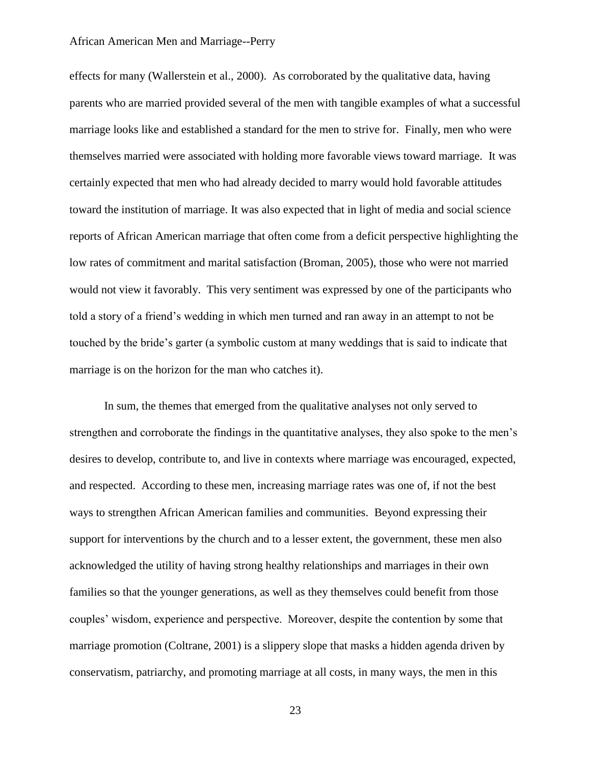effects for many (Wallerstein et al., 2000). As corroborated by the qualitative data, having parents who are married provided several of the men with tangible examples of what a successful marriage looks like and established a standard for the men to strive for. Finally, men who were themselves married were associated with holding more favorable views toward marriage. It was certainly expected that men who had already decided to marry would hold favorable attitudes toward the institution of marriage. It was also expected that in light of media and social science reports of African American marriage that often come from a deficit perspective highlighting the low rates of commitment and marital satisfaction (Broman, 2005), those who were not married would not view it favorably. This very sentiment was expressed by one of the participants who told a story of a friend's wedding in which men turned and ran away in an attempt to not be touched by the bride's garter (a symbolic custom at many weddings that is said to indicate that marriage is on the horizon for the man who catches it).

In sum, the themes that emerged from the qualitative analyses not only served to strengthen and corroborate the findings in the quantitative analyses, they also spoke to the men's desires to develop, contribute to, and live in contexts where marriage was encouraged, expected, and respected. According to these men, increasing marriage rates was one of, if not the best ways to strengthen African American families and communities. Beyond expressing their support for interventions by the church and to a lesser extent, the government, these men also acknowledged the utility of having strong healthy relationships and marriages in their own families so that the younger generations, as well as they themselves could benefit from those couples' wisdom, experience and perspective. Moreover, despite the contention by some that marriage promotion (Coltrane, 2001) is a slippery slope that masks a hidden agenda driven by conservatism, patriarchy, and promoting marriage at all costs, in many ways, the men in this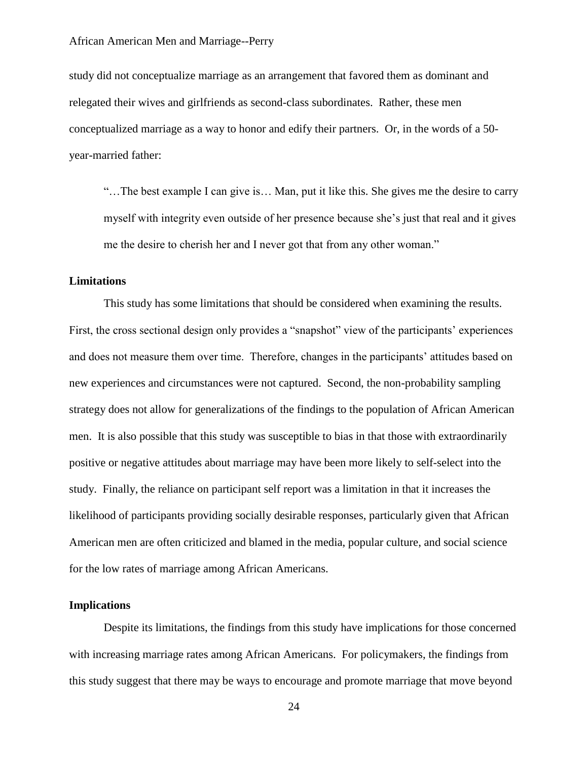study did not conceptualize marriage as an arrangement that favored them as dominant and relegated their wives and girlfriends as second-class subordinates. Rather, these men conceptualized marriage as a way to honor and edify their partners. Or, in the words of a 50-year-married father:

> "…The best example I can give is… Man, put it like this. She gives me the desire to carry myself with integrity even outside of her presence because she's just that real and it gives me the desire to cherish her and I never got that from any other woman."

### Limitations

This study has some limitations that should be considered when examining the results. First, the cross sectional design only provides a "snapshot" view of the participants' experiences and does not measure them over time. Therefore, changes in the participants' attitudes based on new experiences and circumstances were not captured. Second, the non-probability sampling strategy does not allow for generalizations of the findings to the population of African American men. It is also possible that this study was susceptible to bias in that those with extraordinarily positive or negative attitudes about marriage may have been more likely to self-select into the study. Finally, the reliance on participant self report was a limitation in that it increases the likelihood of participants providing socially desirable responses, particularly given that African American men are often criticized and blamed in the media, popular culture, and social science for the low rates of marriage among African Americans.

### Implications

Despite its limitations, the findings from this study have implications for those concerned with increasing marriage rates among African Americans. For policymakers, the findings from this study suggest that there may be ways to encourage and promote marriage that move beyond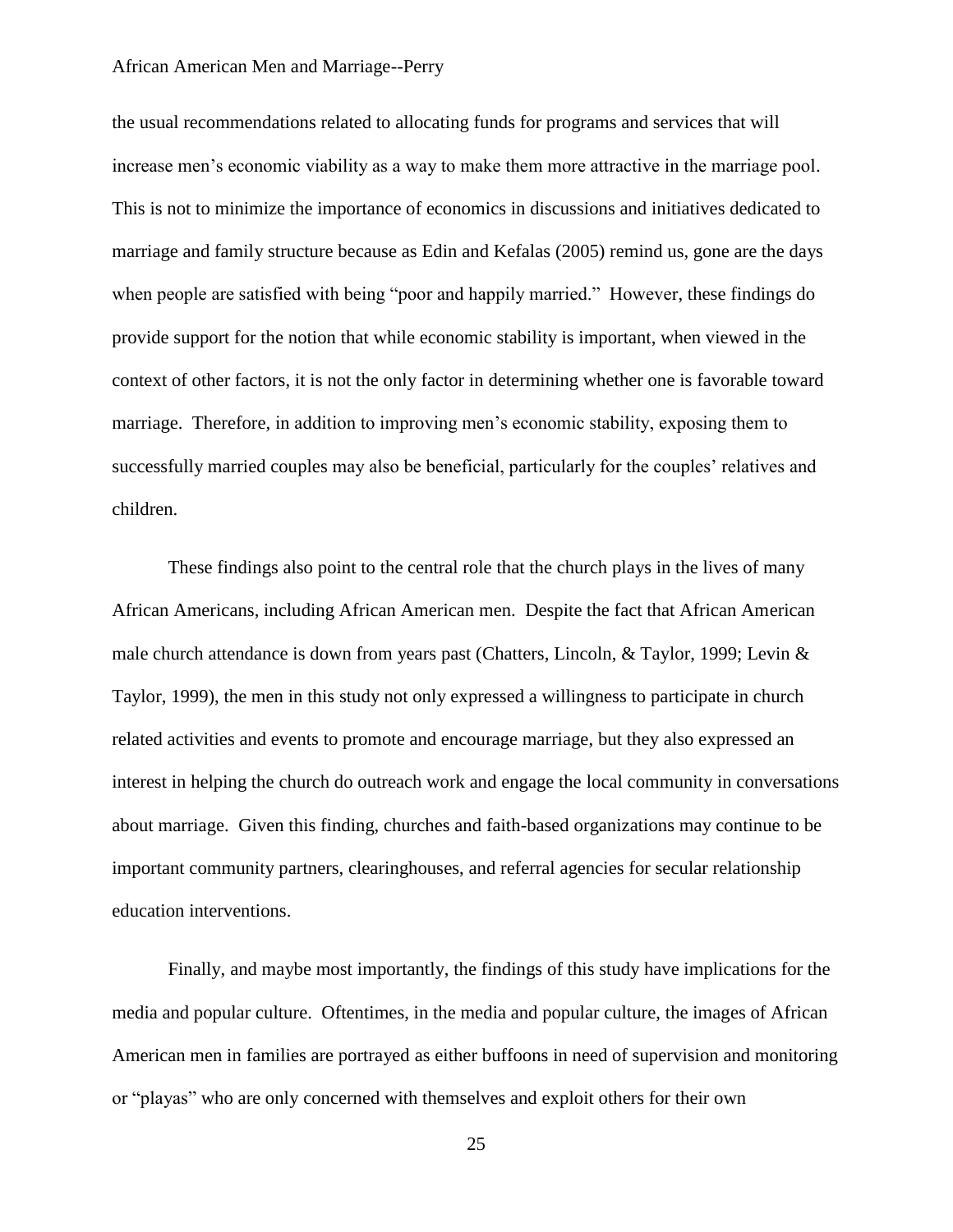the usual recommendations related to allocating funds for programs and services that will increase men's economic viability as a way to make them more attractive in the marriage pool. This is not to minimize the importance of economics in discussions and initiatives dedicated to marriage and family structure because as Edin and Kefalas (2005) remind us, gone are the days when people are satisfied with being "poor and happily married." However, these findings do provide support for the notion that while economic stability is important, when viewed in the context of other factors, it is not the only factor in determining whether one is favorable toward marriage. Therefore, in addition to improving men's economic stability, exposing them to successfully married couples may also be beneficial, particularly for the couples' relatives and children.

These findings also point to the central role that the church plays in the lives of many African Americans, including African American men. Despite the fact that African American male church attendance is down from years past (Chatters, Lincoln, & Taylor, 1999; Levin & Taylor, 1999), the men in this study not only expressed a willingness to participate in church related activities and events to promote and encourage marriage, but they also expressed an interest in helping the church do outreach work and engage the local community in conversations about marriage. Given this finding, churches and faith-based organizations may continue to be important community partners, clearinghouses, and referral agencies for secular relationship education interventions.

Finally, and maybe most importantly, the findings of this study have implications for the media and popular culture. Oftentimes, in the media and popular culture, the images of African American men in families are portrayed as either buffoons in need of supervision and monitoring or "playas" who are only concerned with themselves and exploit others for their own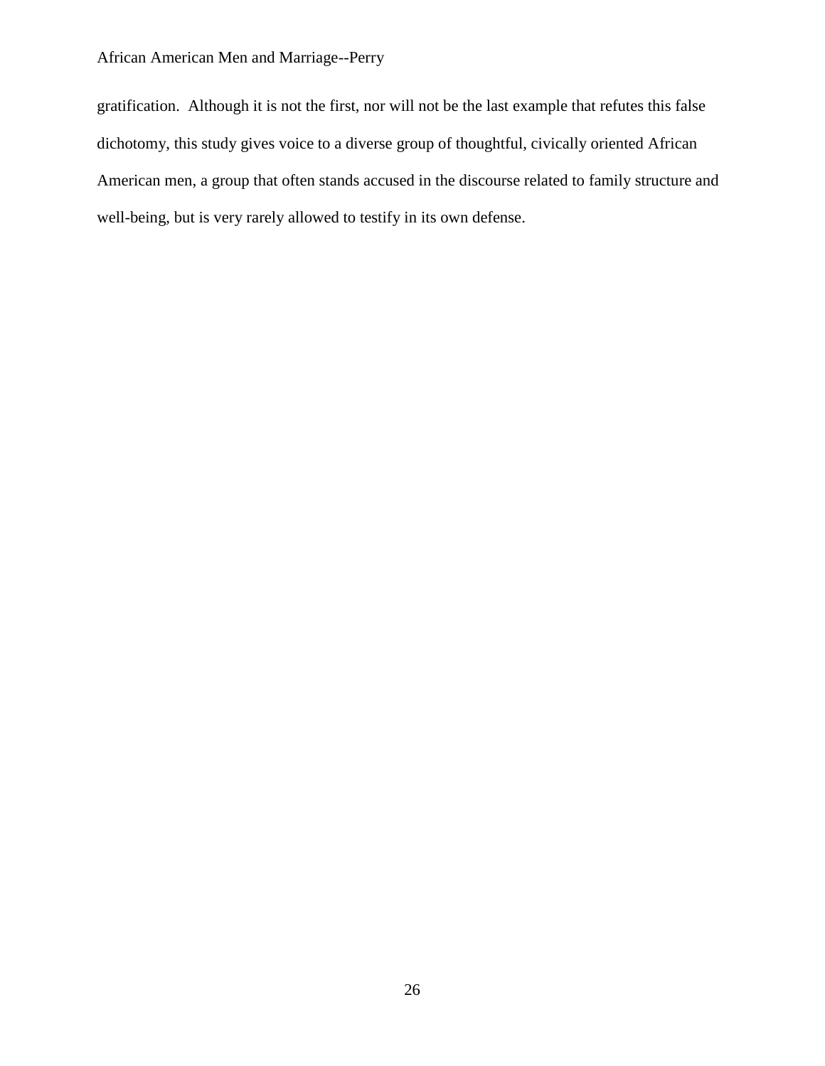gratification. Although it is not the first, nor will not be the last example that refutes this false dichotomy, this study gives voice to a diverse group of thoughtful, civically oriented African American men, a group that often stands accused in the discourse related to family structure and well-being, but is very rarely allowed to testify in its own defense.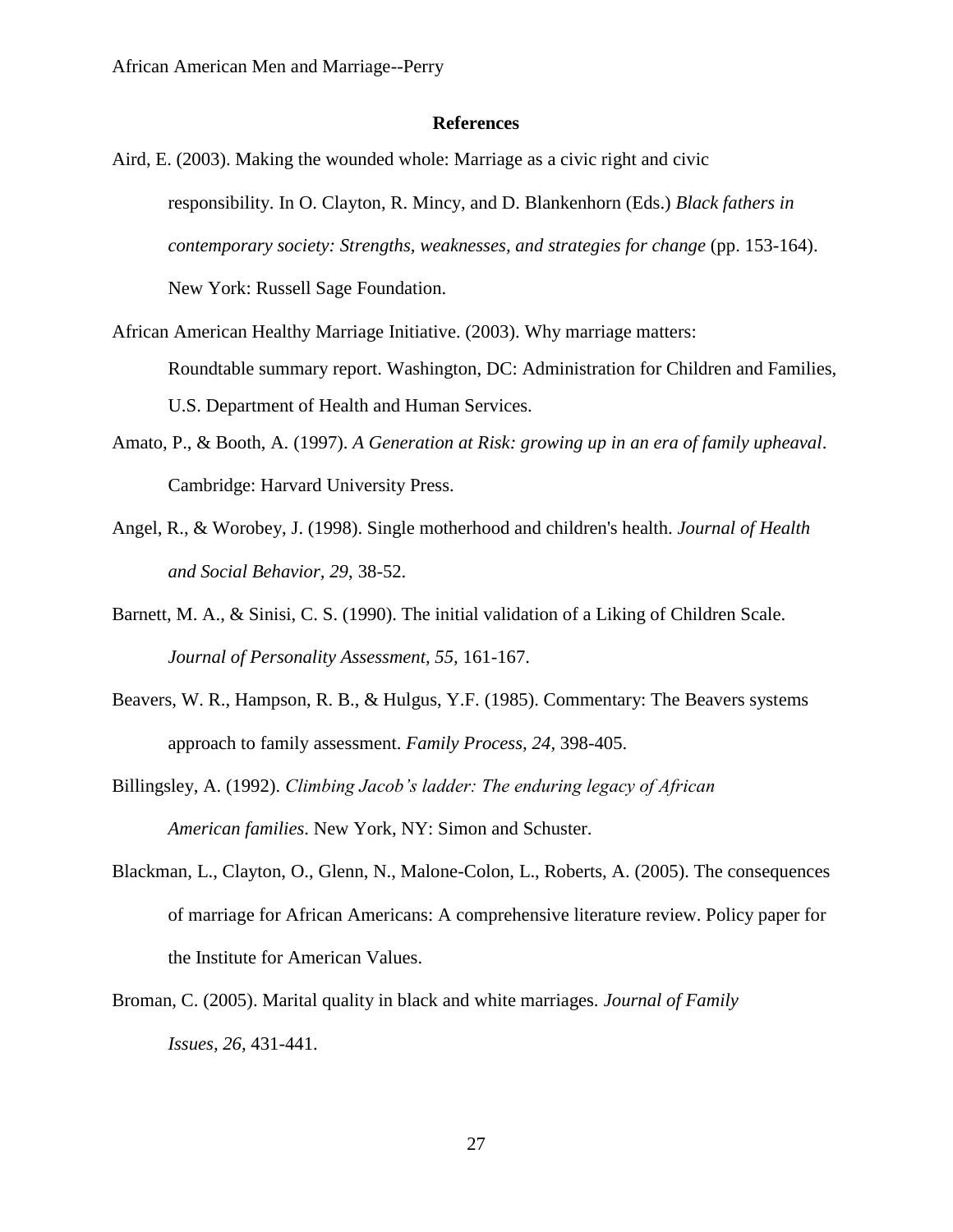**References**

Aird, E. (2003). Making the wounded whole: Marriage as a civic right and civic responsibility. In O. Clayton, R. Mincy, and D. Blankenhorn (Eds.) *Black fathers in contemporary society: Strengths, weaknesses, and strategies for change* (pp. 153-164). New York: Russell Sage Foundation.

African American Healthy Marriage Initiative. (2003). Why marriage matters: Roundtable summary report. Washington, DC: Administration for Children and Families, U.S. Department of Health and Human Services.

Amato, P., & Booth, A. (1997). *A Generation at Risk: growing up in an era of family upheaval*. Cambridge: Harvard University Press.

Angel, R., & Worobey, J. (1998). Single motherhood and children's health. *Journal of Health and Social Behavior, 29*, 38-52.

Barnett, M. A., & Sinisi, C. S. (1990). The initial validation of a Liking of Children Scale. *Journal of Personality Assessment, 55*, 161-167.

Beavers, W. R., Hampson, R. B., & Hulgus, Y.F. (1985). Commentary: The Beavers systems approach to family assessment. *Family Process, 24*, 398-405.

Billingsley, A. (1992). *Climbing Jacob's ladder: The enduring legacy of African American families*. New York, NY: Simon and Schuster.

Blackman, L., Clayton, O., Glenn, N., Malone-Colon, L., Roberts, A. (2005). The consequences of marriage for African Americans: A comprehensive literature review. Policy paper for the Institute for American Values.

Broman, C. (2005). Marital quality in black and white marriages. *Journal of Family Issues, 26*, 431-441.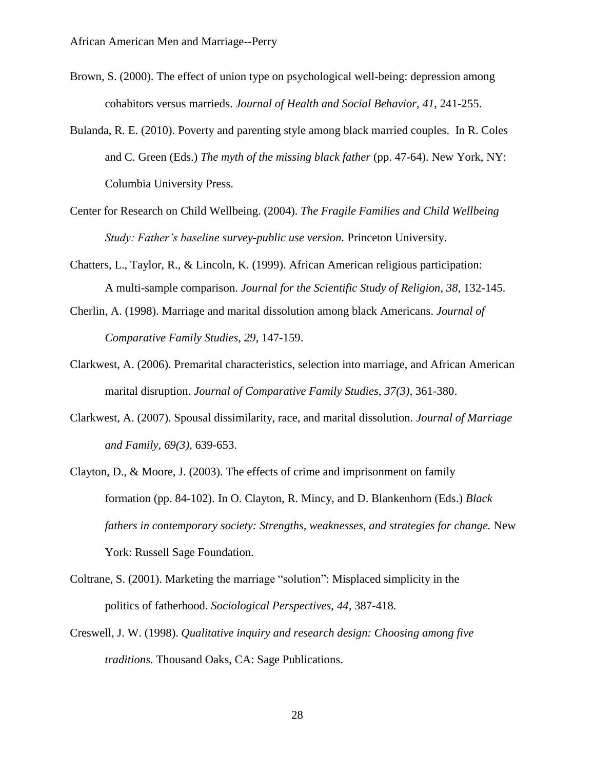Brown, S. (2000). The effect of union type on psychological well-being: depression among cohabitors versus marrieds. *Journal of Health and Social Behavior, 41*, 241-255.

Bulanda, R. E. (2010). Poverty and parenting style among black married couples. In R. Coles and C. Green (Eds.) *The myth of the missing black father* (pp. 47-64). New York, NY: Columbia University Press.

Center for Research on Child Wellbeing. (2004). *The Fragile Families and Child Wellbeing Study: Father's baseline survey-public use version.* Princeton University.

Chatters, L., Taylor, R., & Lincoln, K. (1999). African American religious participation: A multi-sample comparison. *Journal for the Scientific Study of Religion, 38*, 132-145.

Cherlin, A. (1998). Marriage and marital dissolution among black Americans. *Journal of Comparative Family Studies, 29,* 147-159.

Clarkwest, A. (2006). Premarital characteristics, selection into marriage, and African American marital disruption. *Journal of Comparative Family Studies, 37(3),* 361-380.

Clarkwest, A. (2007). Spousal dissimilarity, race, and marital dissolution. *Journal of Marriage and Family, 69(3),* 639-653.

Clayton, D., & Moore, J. (2003). The effects of crime and imprisonment on family formation (pp. 84-102). In O. Clayton, R. Mincy, and D. Blankenhorn (Eds.) *Black fathers in contemporary society: Strengths, weaknesses, and strategies for change.* New York: Russell Sage Foundation.

Coltrane, S. (2001). Marketing the marriage "solution": Misplaced simplicity in the politics of fatherhood. *Sociological Perspectives, 44,* 387-418.

Creswell, J. W. (1998). *Qualitative inquiry and research design: Choosing among five traditions.* Thousand Oaks, CA: Sage Publications.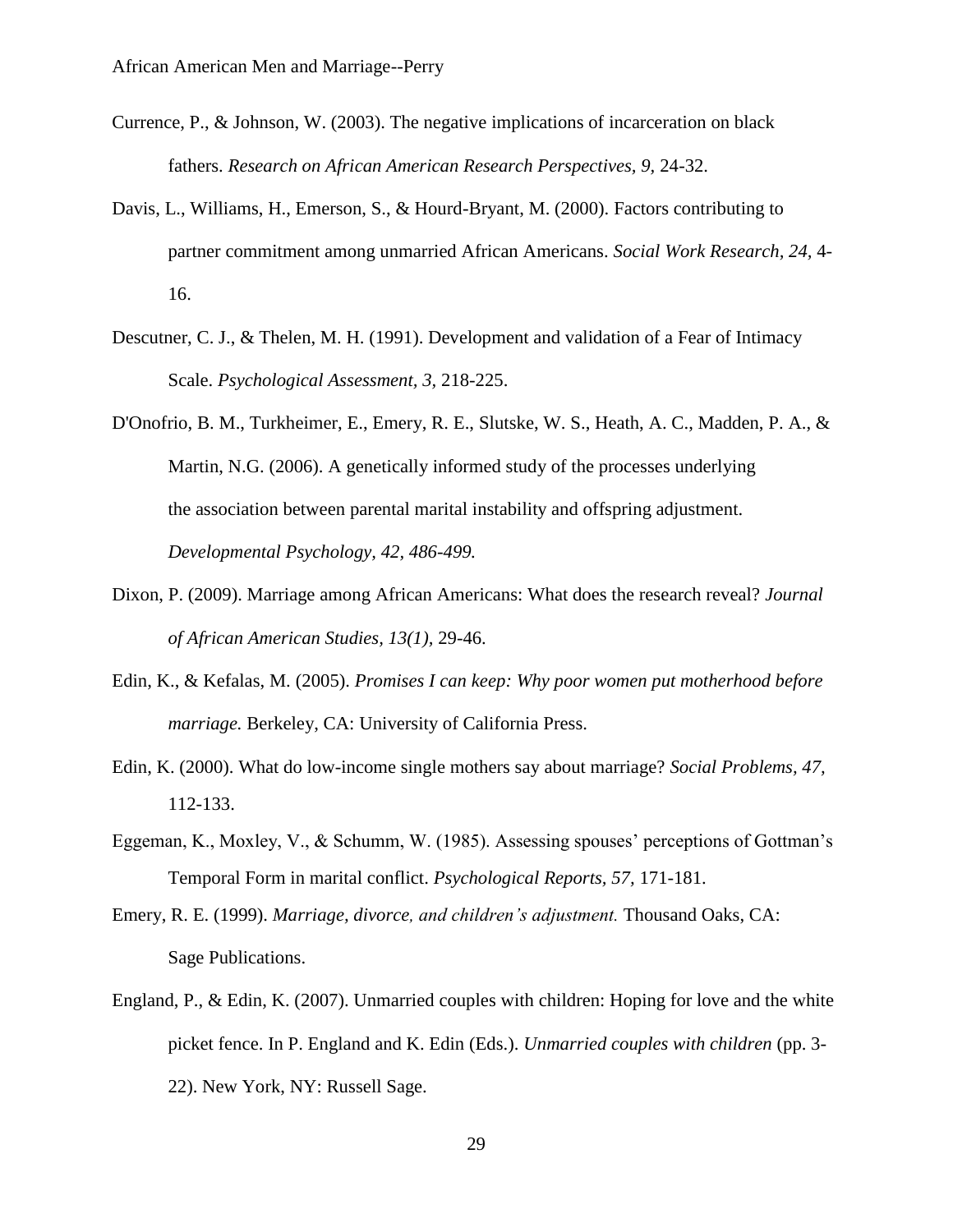Currence, P., & Johnson, W. (2003). The negative implications of incarceration on black fathers. *Research on African American Research Perspectives, 9,* 24-32.

Davis, L., Williams, H., Emerson, S., & Hourd-Bryant, M. (2000). Factors contributing to partner commitment among unmarried African Americans. *Social Work Research, 24,* 4-16.

Descutner, C. J., & Thelen, M. H. (1991). Development and validation of a Fear of Intimacy Scale. *Psychological Assessment, 3,* 218-225.

D'Onofrio, B. M., Turkheimer, E., Emery, R. E., Slutske, W. S., Heath, A. C., Madden, P. A., & Martin, N.G. (2006). A genetically informed study of the processes underlying the association between parental marital instability and offspring adjustment. *Developmental Psychology, 42, 486-499.*

Dixon, P. (2009). Marriage among African Americans: What does the research reveal? *Journal of African American Studies, 13(1),* 29-46.

Edin, K., & Kefalas, M. (2005). *Promises I can keep: Why poor women put motherhood before marriage.* Berkeley, CA: University of California Press.

Edin, K. (2000). What do low-income single mothers say about marriage? *Social Problems, 47,* 112-133.

Eggeman, K., Moxley, V., & Schumm, W. (1985). Assessing spouses' perceptions of Gottman's Temporal Form in marital conflict. *Psychological Reports, 57,* 171-181.

Emery, R. E. (1999). *Marriage, divorce, and children's adjustment.* Thousand Oaks, CA: Sage Publications.

England, P., & Edin, K. (2007). Unmarried couples with children: Hoping for love and the white picket fence. In P. England and K. Edin (Eds.). *Unmarried couples with children* (pp. 3-22). New York, NY: Russell Sage.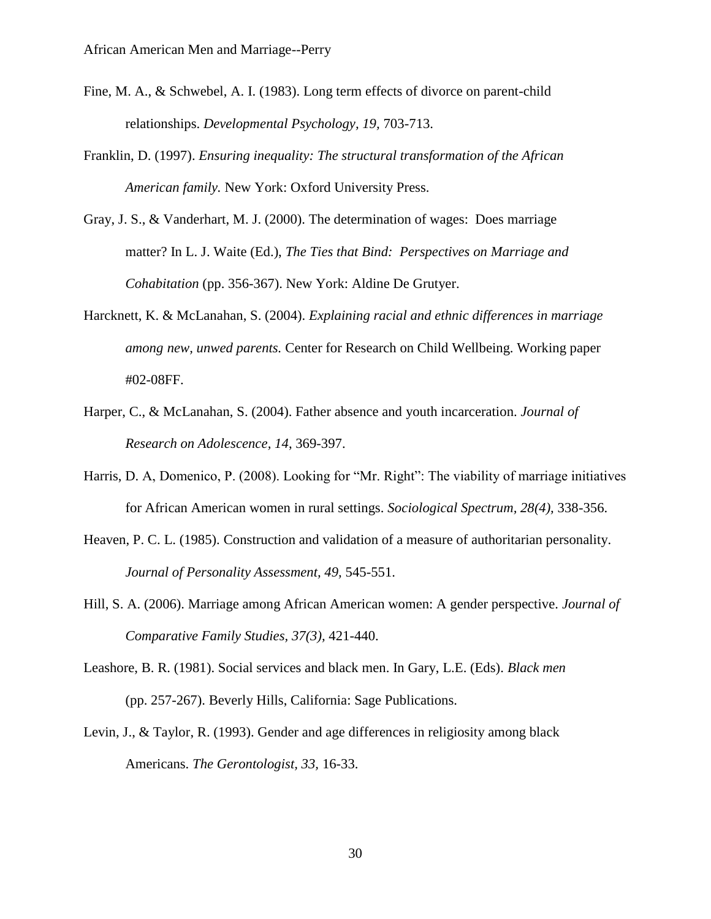Fine, M. A., & Schwebel, A. I. (1983). Long term effects of divorce on parent-child relationships. *Developmental Psychology, 19,* 703-713.

Franklin, D. (1997). *Ensuring inequality: The structural transformation of the African American family.* New York: Oxford University Press.

Gray, J. S., & Vanderhart, M. J. (2000). The determination of wages: Does marriage matter? In L. J. Waite (Ed.), *The Ties that Bind: Perspectives on Marriage and Cohabitation* (pp. 356-367). New York: Aldine De Grutyer.

Harcknett, K. & McLanahan, S. (2004). *Explaining racial and ethnic differences in marriage among new, unwed parents.* Center for Research on Child Wellbeing. Working paper #02-08FF.

Harper, C., & McLanahan, S. (2004). Father absence and youth incarceration. *Journal of Research on Adolescence, 14*, 369-397.

Harris, D. A, Domenico, P. (2008). Looking for "Mr. Right": The viability of marriage initiatives for African American women in rural settings. *Sociological Spectrum, 28(4),* 338-356.

Heaven, P. C. L. (1985). Construction and validation of a measure of authoritarian personality. *Journal of Personality Assessment, 49,* 545-551.

Hill, S. A. (2006). Marriage among African American women: A gender perspective. *Journal of Comparative Family Studies, 37(3),* 421-440.

Leashore, B. R. (1981). Social services and black men. In Gary, L.E. (Eds). *Black men* (pp. 257-267). Beverly Hills, California: Sage Publications.

Levin, J., & Taylor, R. (1993). Gender and age differences in religiosity among black Americans. *The Gerontologist, 33,* 16-33.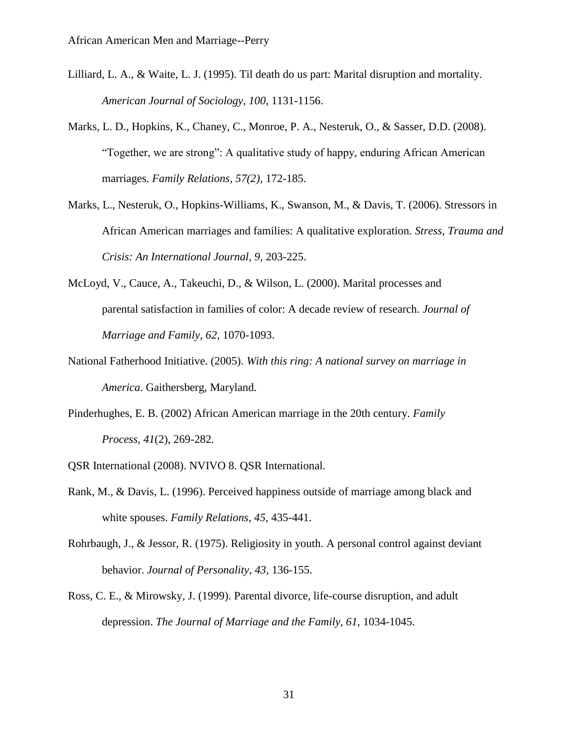Lilliard, L. A., & Waite, L. J. (1995). Til death do us part: Marital disruption and mortality. *American Journal of Sociology, 100*, 1131-1156.

Marks, L. D., Hopkins, K., Chaney, C., Monroe, P. A., Nesteruk, O., & Sasser, D.D. (2008). "Together, we are strong": A qualitative study of happy, enduring African American marriages. *Family Relations, 57(2),* 172-185.

Marks, L., Nesteruk, O., Hopkins-Williams, K., Swanson, M., & Davis, T. (2006). Stressors in African American marriages and families: A qualitative exploration. *Stress, Trauma and Crisis: An International Journal, 9,* 203-225.

McLoyd, V., Cauce, A., Takeuchi, D., & Wilson, L. (2000). Marital processes and parental satisfaction in families of color: A decade review of research. *Journal of Marriage and Family, 62,* 1070-1093.

National Fatherhood Initiative. (2005). *With this ring: A national survey on marriage in America*. Gaithersberg, Maryland.

Pinderhughes, E. B. (2002) African American marriage in the 20th century. *Family Process, 41*(2), 269-282.

QSR International (2008). NVIVO 8. QSR International.

Rank, M., & Davis, L. (1996). Perceived happiness outside of marriage among black and white spouses. *Family Relations, 45*, 435-441.

Rohrbaugh, J., & Jessor, R. (1975). Religiosity in youth. A personal control against deviant behavior. *Journal of Personality, 43*, 136-155.

Ross, C. E., & Mirowsky, J. (1999). Parental divorce, life-course disruption, and adult depression. *The Journal of Marriage and the Family, 61*, 1034-1045.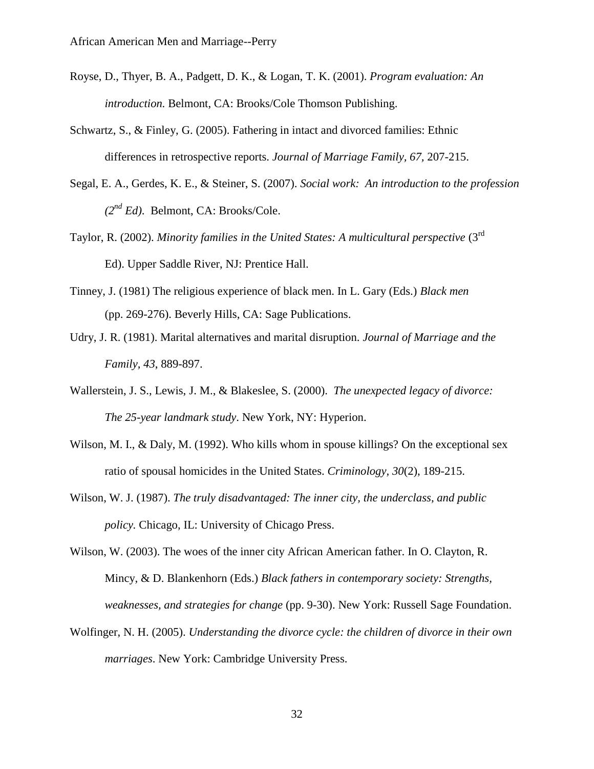Royse, D., Thyer, B. A., Padgett, D. K., & Logan, T. K. (2001). *Program evaluation: An introduction.* Belmont, CA: Brooks/Cole Thomson Publishing.

Schwartz, S., & Finley, G. (2005). Fathering in intact and divorced families: Ethnic differences in retrospective reports. *Journal of Marriage Family, 67*, 207-215.

Segal, E. A., Gerdes, K. E., & Steiner, S. (2007). *Social work: An introduction to the profession (2nd Ed).* Belmont, CA: Brooks/Cole.

Taylor, R. (2002). *Minority families in the United States: A multicultural perspective* (3rd Ed). Upper Saddle River, NJ: Prentice Hall.

Tinney, J. (1981) The religious experience of black men. In L. Gary (Eds.) *Black men* (pp. 269-276). Beverly Hills, CA: Sage Publications.

Udry, J. R. (1981). Marital alternatives and marital disruption. *Journal of Marriage and the Family, 43*, 889-897.

Wallerstein, J. S., Lewis, J. M., & Blakeslee, S. (2000). *The unexpected legacy of divorce: The 25-year landmark study*. New York, NY: Hyperion.

Wilson, M. I., & Daly, M. (1992). Who kills whom in spouse killings? On the exceptional sex ratio of spousal homicides in the United States. *Criminology, 30*(2), 189-215.

Wilson, W. J. (1987). *The truly disadvantaged: The inner city, the underclass, and public policy.* Chicago, IL: University of Chicago Press.

Wilson, W. (2003). The woes of the inner city African American father. In O. Clayton, R. Mincy, & D. Blankenhorn (Eds.) *Black fathers in contemporary society: Strengths, weaknesses, and strategies for change* (pp. 9-30). New York: Russell Sage Foundation.

Wolfinger, N. H. (2005). *Understanding the divorce cycle: the children of divorce in their own marriages*. New York: Cambridge University Press.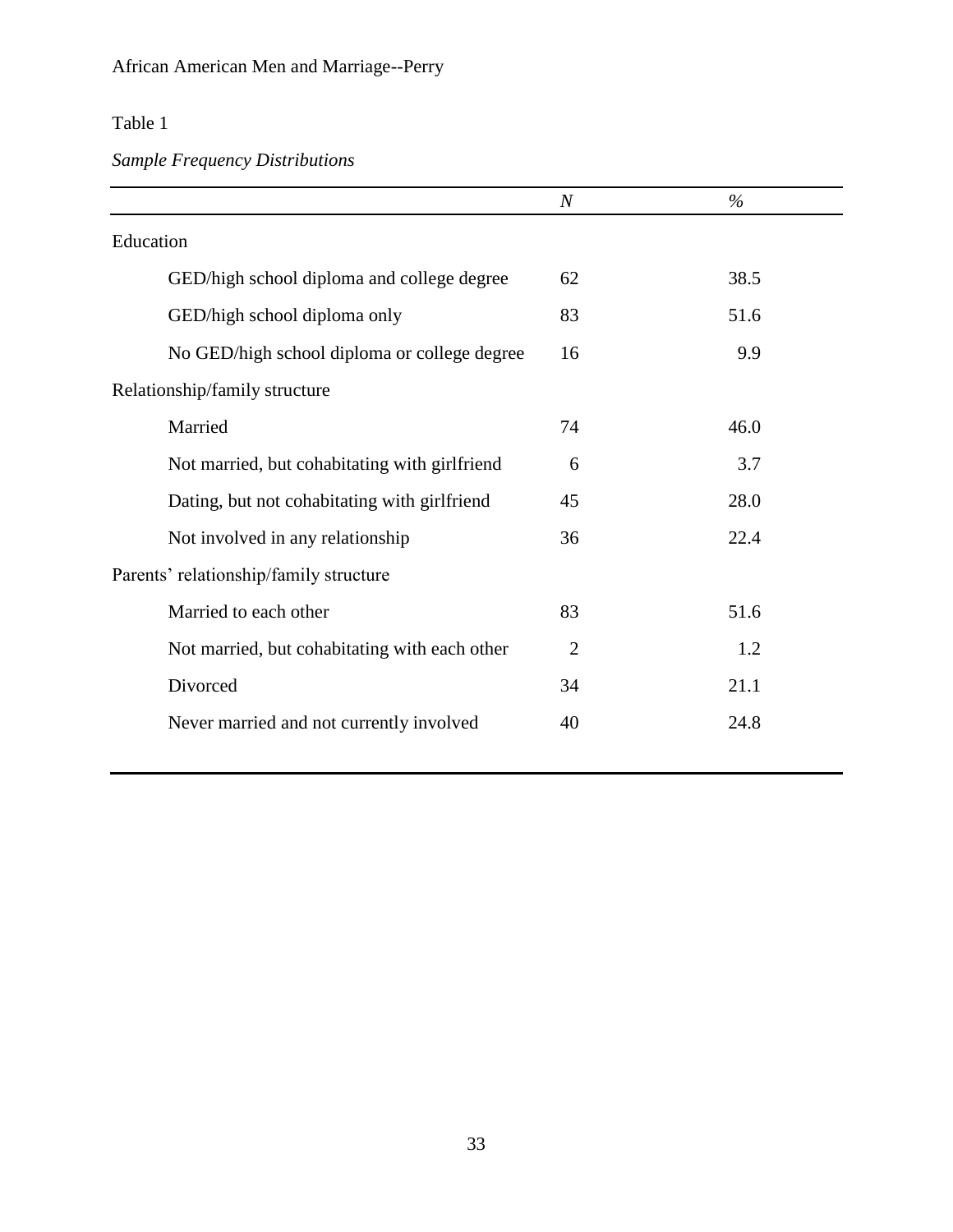Table 1

*Sample Frequency Distributions*

| | *N* | *%* |
|---|---|---|
| Education | | |
| GED/high school diploma and college degree | 62 | 38.5 |
| GED/high school diploma only | 83 | 51.6 |
| No GED/high school diploma or college degree | 16 | 9.9 |
| Relationship/family structure | | |
| Married | 74 | 46.0 |
| Not married, but cohabitating with girlfriend | 6 | 3.7 |
| Dating, but not cohabitating with girlfriend | 45 | 28.0 |
| Not involved in any relationship | 36 | 22.4 |
| Parents' relationship/family structure | | |
| Married to each other | 83 | 51.6 |
| Not married, but cohabitating with each other | 2 | 1.2 |
| Divorced | 34 | 21.1 |
| Never married and not currently involved | 40 | 24.8 |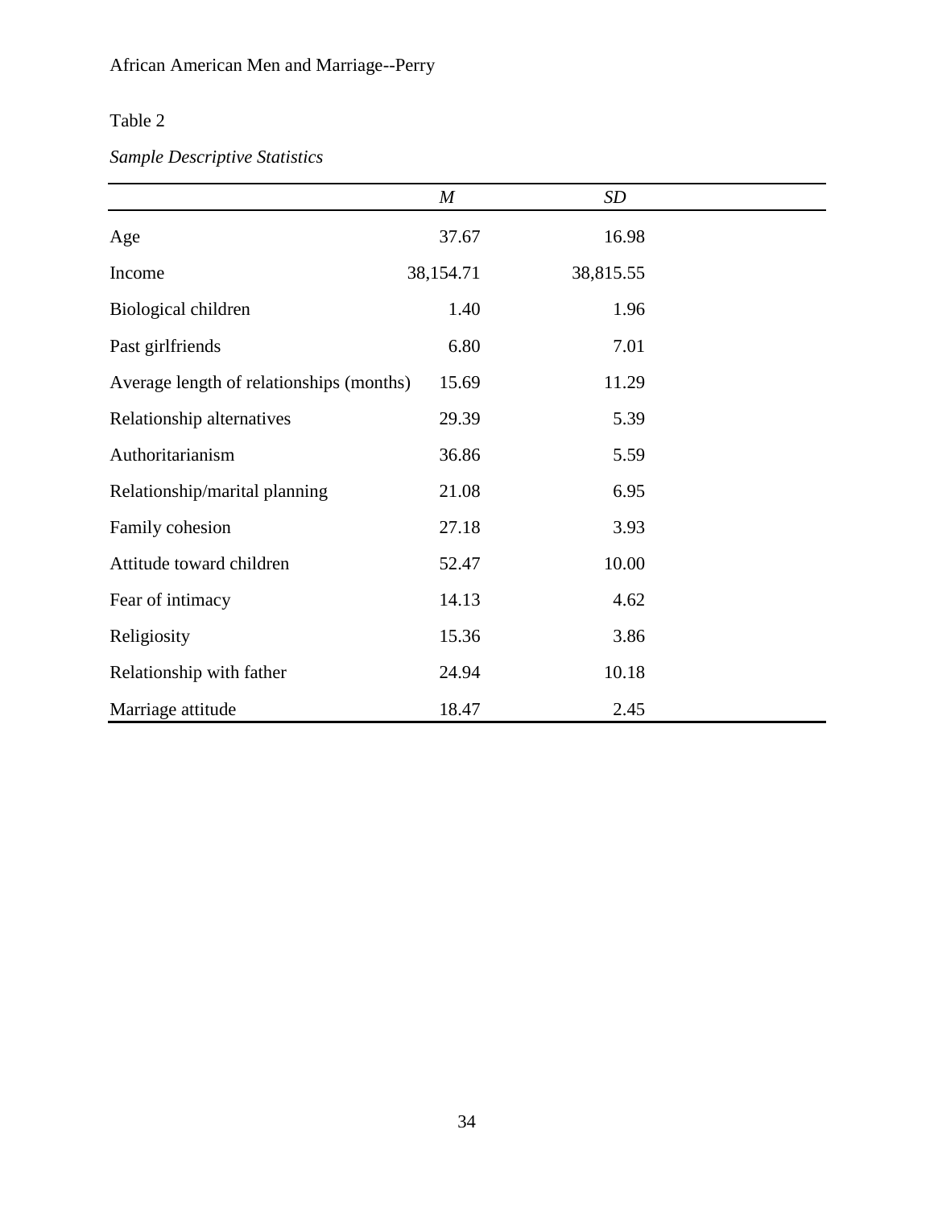Table 2

*Sample Descriptive Statistics*

| | *M* | *SD* |
|---|---|---|
| Age | 37.67 | 16.98 |
| Income | 38,154.71 | 38,815.55 |
| Biological children | 1.40 | 1.96 |
| Past girlfriends | 6.80 | 7.01 |
| Average length of relationships (months) | 15.69 | 11.29 |
| Relationship alternatives | 29.39 | 5.39 |
| Authoritarianism | 36.86 | 5.59 |
| Relationship/marital planning | 21.08 | 6.95 |
| Family cohesion | 27.18 | 3.93 |
| Attitude toward children | 52.47 | 10.00 |
| Fear of intimacy | 14.13 | 4.62 |
| Religiosity | 15.36 | 3.86 |
| Relationship with father | 24.94 | 10.18 |
| Marriage attitude | 18.47 | 2.45 |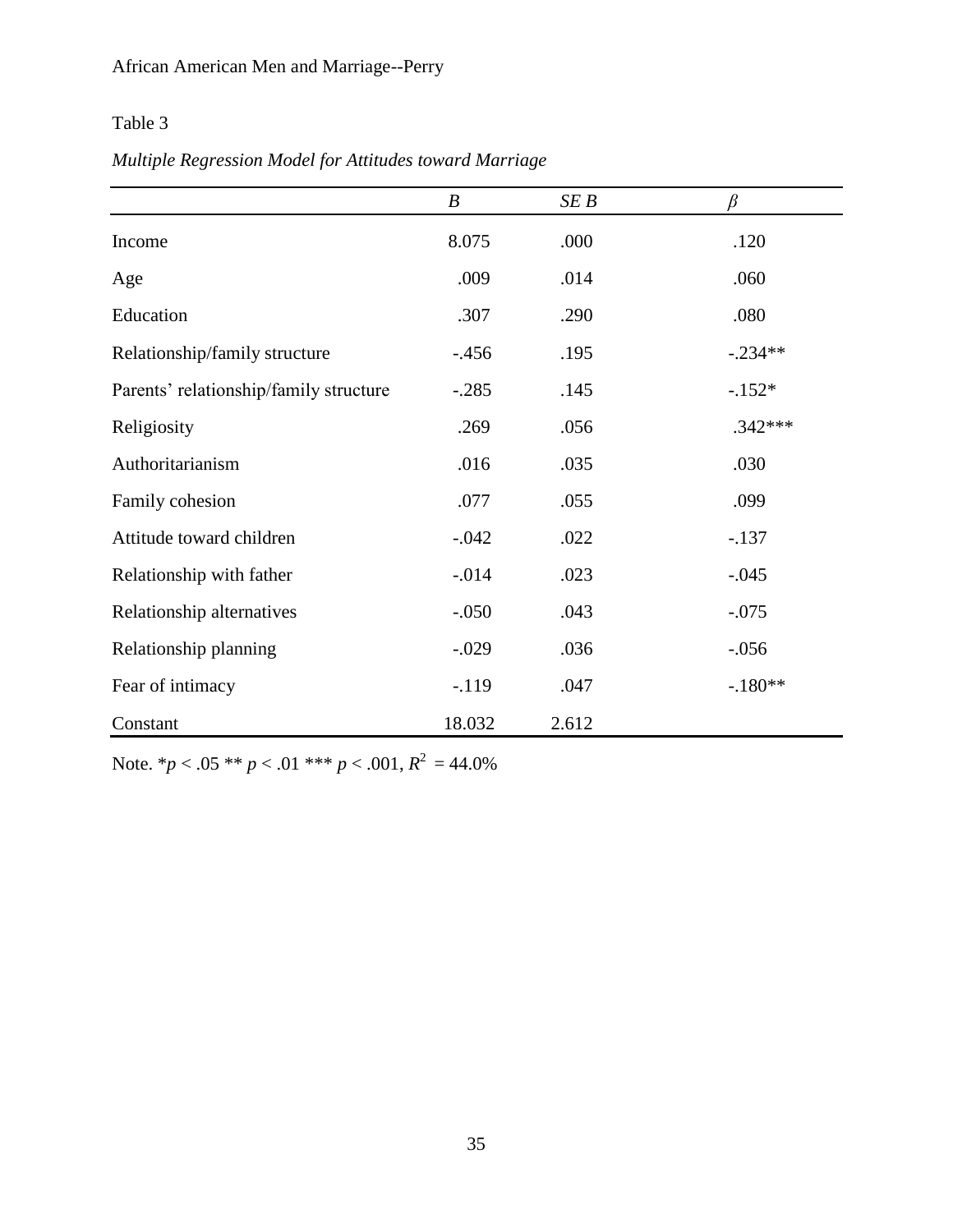Table 3

*Multiple Regression Model for Attitudes toward Marriage*

| | *B* | *SE B* | *β* |
|---|---|---|---|
| Income | 8.075 | .000 | .120 |
| Age | .009 | .014 | .060 |
| Education | .307 | .290 | .080 |
| Relationship/family structure | -.456 | .195 | -.234** |
| Parents' relationship/family structure | -.285 | .145 | -.152* |
| Religiosity | .269 | .056 | .342*** |
| Authoritarianism | .016 | .035 | .030 |
| Family cohesion | .077 | .055 | .099 |
| Attitude toward children | -.042 | .022 | -.137 |
| Relationship with father | -.014 | .023 | -.045 |
| Relationship alternatives | -.050 | .043 | -.075 |
| Relationship planning | -.029 | .036 | -.056 |
| Fear of intimacy | -.119 | .047 | -.180** |
| Constant | 18.032 | 2.612 | |

Note. *$p < .05$ ** $p < .01$ *** $p < .001$, $R^2 = 44.0\%$